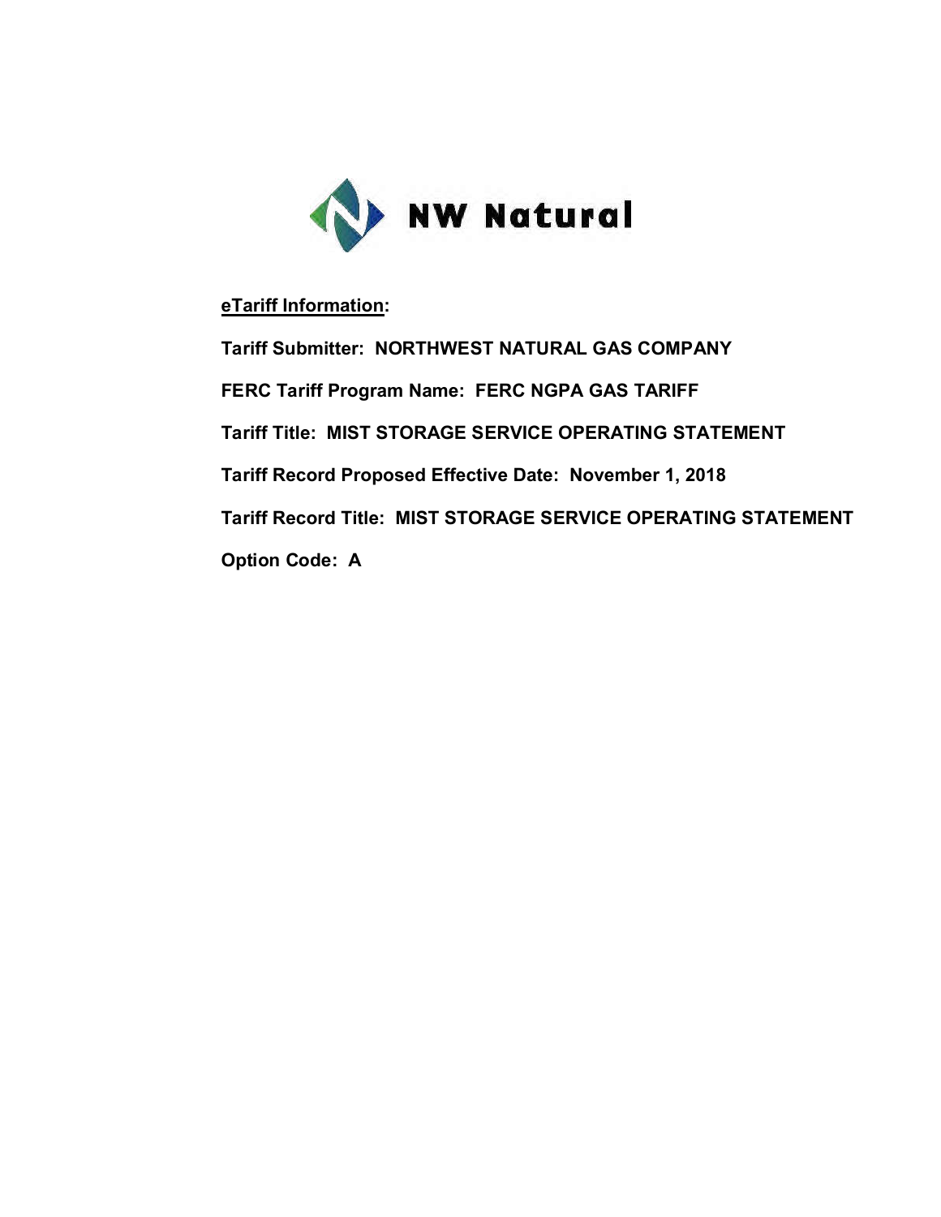NW Natural

**eTariff Information:**

**Tariff Submitter: NORTHWEST NATURAL GAS COMPANY**

**FERC Tariff Program Name: FERC NGPA GAS TARIFF**

**Tariff Title: MIST STORAGE SERVICE OPERATING STATEMENT**

**Tariff Record Proposed Effective Date: November 1, 2018**

**Tariff Record Title: MIST STORAGE SERVICE OPERATING STATEMENT**

**Option Code: A**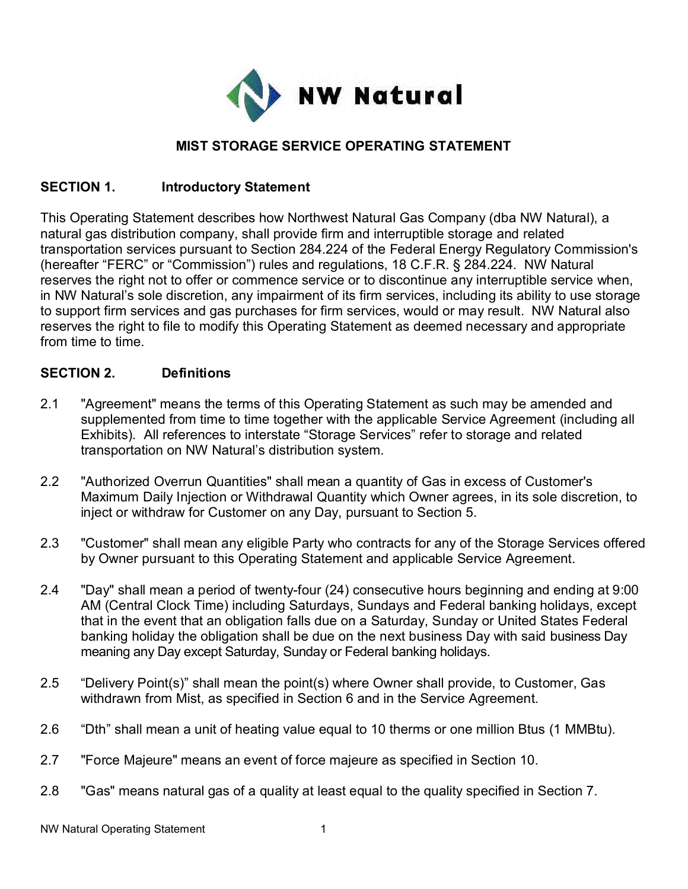NW Natural

## MIST STORAGE SERVICE OPERATING STATEMENT

### SECTION 1. Introductory Statement

This Operating Statement describes how Northwest Natural Gas Company (dba NW Natural), a natural gas distribution company, shall provide firm and interruptible storage and related transportation services pursuant to Section 284.224 of the Federal Energy Regulatory Commission's (hereafter "FERC" or "Commission") rules and regulations, 18 C.F.R. § 284.224. NW Natural reserves the right not to offer or commence service or to discontinue any interruptible service when, in NW Natural's sole discretion, any impairment of its firm services, including its ability to use storage to support firm services and gas purchases for firm services, would or may result. NW Natural also reserves the right to file to modify this Operating Statement as deemed necessary and appropriate from time to time.

### SECTION 2. Definitions

2.1 "Agreement" means the terms of this Operating Statement as such may be amended and supplemented from time to time together with the applicable Service Agreement (including all Exhibits). All references to interstate "Storage Services" refer to storage and related transportation on NW Natural's distribution system.

2.2 "Authorized Overrun Quantities" shall mean a quantity of Gas in excess of Customer's Maximum Daily Injection or Withdrawal Quantity which Owner agrees, in its sole discretion, to inject or withdraw for Customer on any Day, pursuant to Section 5.

2.3 "Customer" shall mean any eligible Party who contracts for any of the Storage Services offered by Owner pursuant to this Operating Statement and applicable Service Agreement.

2.4 "Day" shall mean a period of twenty-four (24) consecutive hours beginning and ending at 9:00 AM (Central Clock Time) including Saturdays, Sundays and Federal banking holidays, except that in the event that an obligation falls due on a Saturday, Sunday or United States Federal banking holiday the obligation shall be due on the next business Day with said business Day meaning any Day except Saturday, Sunday or Federal banking holidays.

2.5 "Delivery Point(s)" shall mean the point(s) where Owner shall provide, to Customer, Gas withdrawn from Mist, as specified in Section 6 and in the Service Agreement.

2.6 "Dth" shall mean a unit of heating value equal to 10 therms or one million Btus (1 MMBtu).

2.7 "Force Majeure" means an event of force majeure as specified in Section 10.

2.8 "Gas" means natural gas of a quality at least equal to the quality specified in Section 7.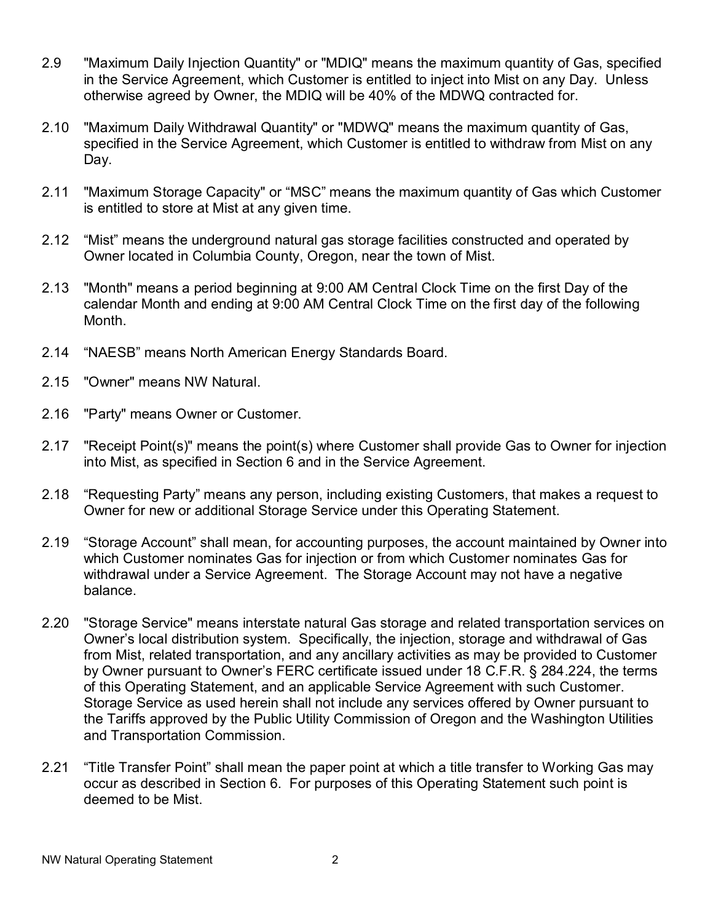2.9 "Maximum Daily Injection Quantity" or "MDIQ" means the maximum quantity of Gas, specified in the Service Agreement, which Customer is entitled to inject into Mist on any Day. Unless otherwise agreed by Owner, the MDIQ will be 40% of the MDWQ contracted for.

2.10 "Maximum Daily Withdrawal Quantity" or "MDWQ" means the maximum quantity of Gas, specified in the Service Agreement, which Customer is entitled to withdraw from Mist on any Day.

2.11 "Maximum Storage Capacity" or "MSC" means the maximum quantity of Gas which Customer is entitled to store at Mist at any given time.

2.12 "Mist" means the underground natural gas storage facilities constructed and operated by Owner located in Columbia County, Oregon, near the town of Mist.

2.13 "Month" means a period beginning at 9:00 AM Central Clock Time on the first Day of the calendar Month and ending at 9:00 AM Central Clock Time on the first day of the following Month.

2.14 "NAESB" means North American Energy Standards Board.

2.15 "Owner" means NW Natural.

2.16 "Party" means Owner or Customer.

2.17 "Receipt Point(s)" means the point(s) where Customer shall provide Gas to Owner for injection into Mist, as specified in Section 6 and in the Service Agreement.

2.18 "Requesting Party" means any person, including existing Customers, that makes a request to Owner for new or additional Storage Service under this Operating Statement.

2.19 "Storage Account" shall mean, for accounting purposes, the account maintained by Owner into which Customer nominates Gas for injection or from which Customer nominates Gas for withdrawal under a Service Agreement. The Storage Account may not have a negative balance.

2.20 "Storage Service" means interstate natural Gas storage and related transportation services on Owner's local distribution system. Specifically, the injection, storage and withdrawal of Gas from Mist, related transportation, and any ancillary activities as may be provided to Customer by Owner pursuant to Owner's FERC certificate issued under 18 C.F.R. § 284.224, the terms of this Operating Statement, and an applicable Service Agreement with such Customer. Storage Service as used herein shall not include any services offered by Owner pursuant to the Tariffs approved by the Public Utility Commission of Oregon and the Washington Utilities and Transportation Commission.

2.21 "Title Transfer Point" shall mean the paper point at which a title transfer to Working Gas may occur as described in Section 6. For purposes of this Operating Statement such point is deemed to be Mist.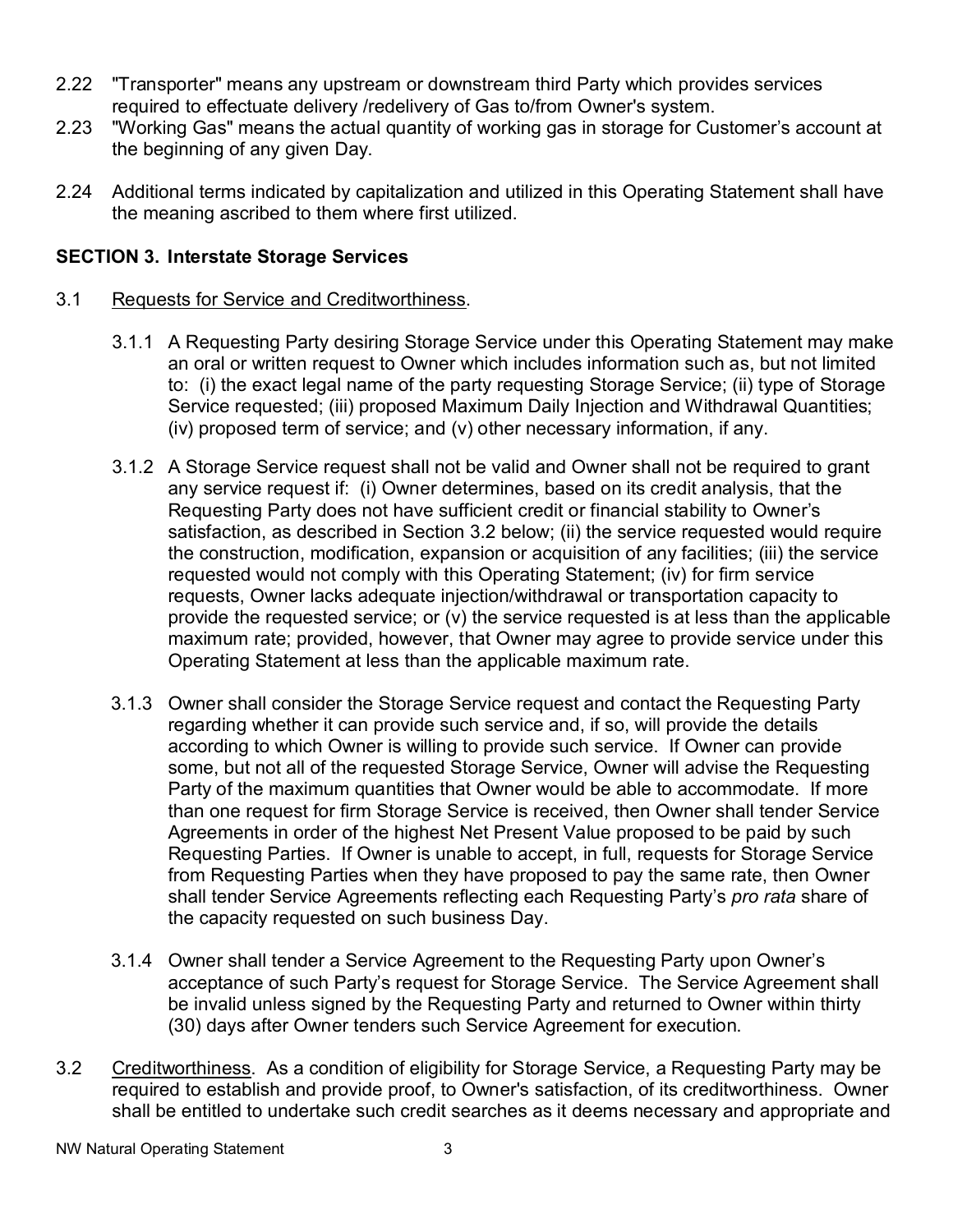2.22 "Transporter" means any upstream or downstream third Party which provides services required to effectuate delivery /redelivery of Gas to/from Owner's system.

2.23 "Working Gas" means the actual quantity of working gas in storage for Customer's account at the beginning of any given Day.

2.24 Additional terms indicated by capitalization and utilized in this Operating Statement shall have the meaning ascribed to them where first utilized.

## SECTION 3. Interstate Storage Services

3.1 Requests for Service and Creditworthiness.

3.1.1 A Requesting Party desiring Storage Service under this Operating Statement may make an oral or written request to Owner which includes information such as, but not limited to: (i) the exact legal name of the party requesting Storage Service; (ii) type of Storage Service requested; (iii) proposed Maximum Daily Injection and Withdrawal Quantities; (iv) proposed term of service; and (v) other necessary information, if any.

3.1.2 A Storage Service request shall not be valid and Owner shall not be required to grant any service request if: (i) Owner determines, based on its credit analysis, that the Requesting Party does not have sufficient credit or financial stability to Owner's satisfaction, as described in Section 3.2 below; (ii) the service requested would require the construction, modification, expansion or acquisition of any facilities; (iii) the service requested would not comply with this Operating Statement; (iv) for firm service requests, Owner lacks adequate injection/withdrawal or transportation capacity to provide the requested service; or (v) the service requested is at less than the applicable maximum rate; provided, however, that Owner may agree to provide service under this Operating Statement at less than the applicable maximum rate.

3.1.3 Owner shall consider the Storage Service request and contact the Requesting Party regarding whether it can provide such service and, if so, will provide the details according to which Owner is willing to provide such service. If Owner can provide some, but not all of the requested Storage Service, Owner will advise the Requesting Party of the maximum quantities that Owner would be able to accommodate. If more than one request for firm Storage Service is received, then Owner shall tender Service Agreements in order of the highest Net Present Value proposed to be paid by such Requesting Parties. If Owner is unable to accept, in full, requests for Storage Service from Requesting Parties when they have proposed to pay the same rate, then Owner shall tender Service Agreements reflecting each Requesting Party's *pro rata* share of the capacity requested on such business Day.

3.1.4 Owner shall tender a Service Agreement to the Requesting Party upon Owner's acceptance of such Party's request for Storage Service. The Service Agreement shall be invalid unless signed by the Requesting Party and returned to Owner within thirty (30) days after Owner tenders such Service Agreement for execution.

3.2 Creditworthiness. As a condition of eligibility for Storage Service, a Requesting Party may be required to establish and provide proof, to Owner's satisfaction, of its creditworthiness. Owner shall be entitled to undertake such credit searches as it deems necessary and appropriate and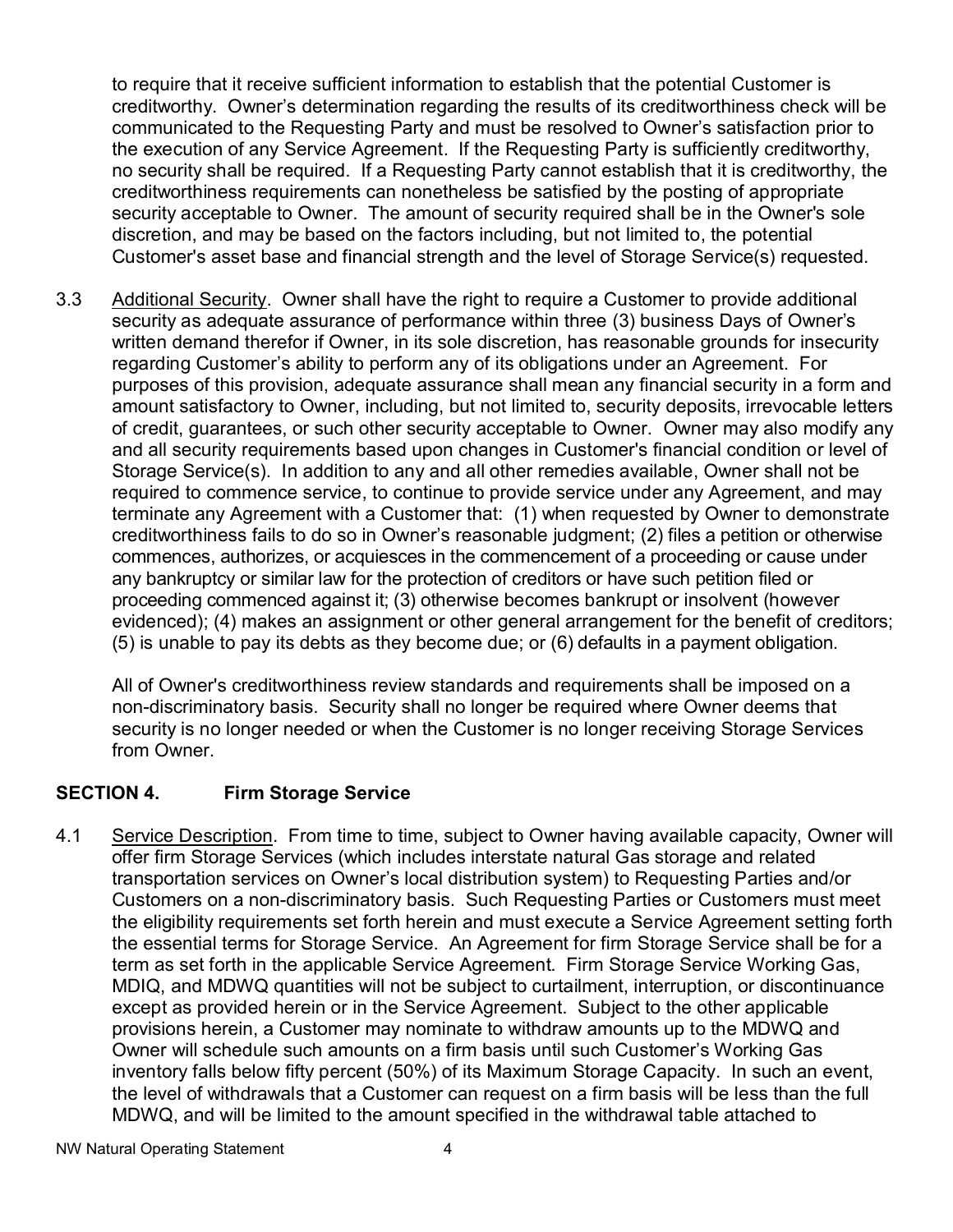to require that it receive sufficient information to establish that the potential Customer is creditworthy. Owner's determination regarding the results of its creditworthiness check will be communicated to the Requesting Party and must be resolved to Owner's satisfaction prior to the execution of any Service Agreement. If the Requesting Party is sufficiently creditworthy, no security shall be required. If a Requesting Party cannot establish that it is creditworthy, the creditworthiness requirements can nonetheless be satisfied by the posting of appropriate security acceptable to Owner. The amount of security required shall be in the Owner's sole discretion, and may be based on the factors including, but not limited to, the potential Customer's asset base and financial strength and the level of Storage Service(s) requested.

3.3 Additional Security. Owner shall have the right to require a Customer to provide additional security as adequate assurance of performance within three (3) business Days of Owner's written demand therefor if Owner, in its sole discretion, has reasonable grounds for insecurity regarding Customer's ability to perform any of its obligations under an Agreement. For purposes of this provision, adequate assurance shall mean any financial security in a form and amount satisfactory to Owner, including, but not limited to, security deposits, irrevocable letters of credit, guarantees, or such other security acceptable to Owner. Owner may also modify any and all security requirements based upon changes in Customer's financial condition or level of Storage Service(s). In addition to any and all other remedies available, Owner shall not be required to commence service, to continue to provide service under any Agreement, and may terminate any Agreement with a Customer that: (1) when requested by Owner to demonstrate creditworthiness fails to do so in Owner's reasonable judgment; (2) files a petition or otherwise commences, authorizes, or acquiesces in the commencement of a proceeding or cause under any bankruptcy or similar law for the protection of creditors or have such petition filed or proceeding commenced against it; (3) otherwise becomes bankrupt or insolvent (however evidenced); (4) makes an assignment or other general arrangement for the benefit of creditors; (5) is unable to pay its debts as they become due; or (6) defaults in a payment obligation.

All of Owner's creditworthiness review standards and requirements shall be imposed on a non-discriminatory basis. Security shall no longer be required where Owner deems that security is no longer needed or when the Customer is no longer receiving Storage Services from Owner.

## SECTION 4. Firm Storage Service

4.1 Service Description. From time to time, subject to Owner having available capacity, Owner will offer firm Storage Services (which includes interstate natural Gas storage and related transportation services on Owner's local distribution system) to Requesting Parties and/or Customers on a non-discriminatory basis. Such Requesting Parties or Customers must meet the eligibility requirements set forth herein and must execute a Service Agreement setting forth the essential terms for Storage Service. An Agreement for firm Storage Service shall be for a term as set forth in the applicable Service Agreement. Firm Storage Service Working Gas, MDIQ, and MDWQ quantities will not be subject to curtailment, interruption, or discontinuance except as provided herein or in the Service Agreement. Subject to the other applicable provisions herein, a Customer may nominate to withdraw amounts up to the MDWQ and Owner will schedule such amounts on a firm basis until such Customer's Working Gas inventory falls below fifty percent (50%) of its Maximum Storage Capacity. In such an event, the level of withdrawals that a Customer can request on a firm basis will be less than the full MDWQ, and will be limited to the amount specified in the withdrawal table attached to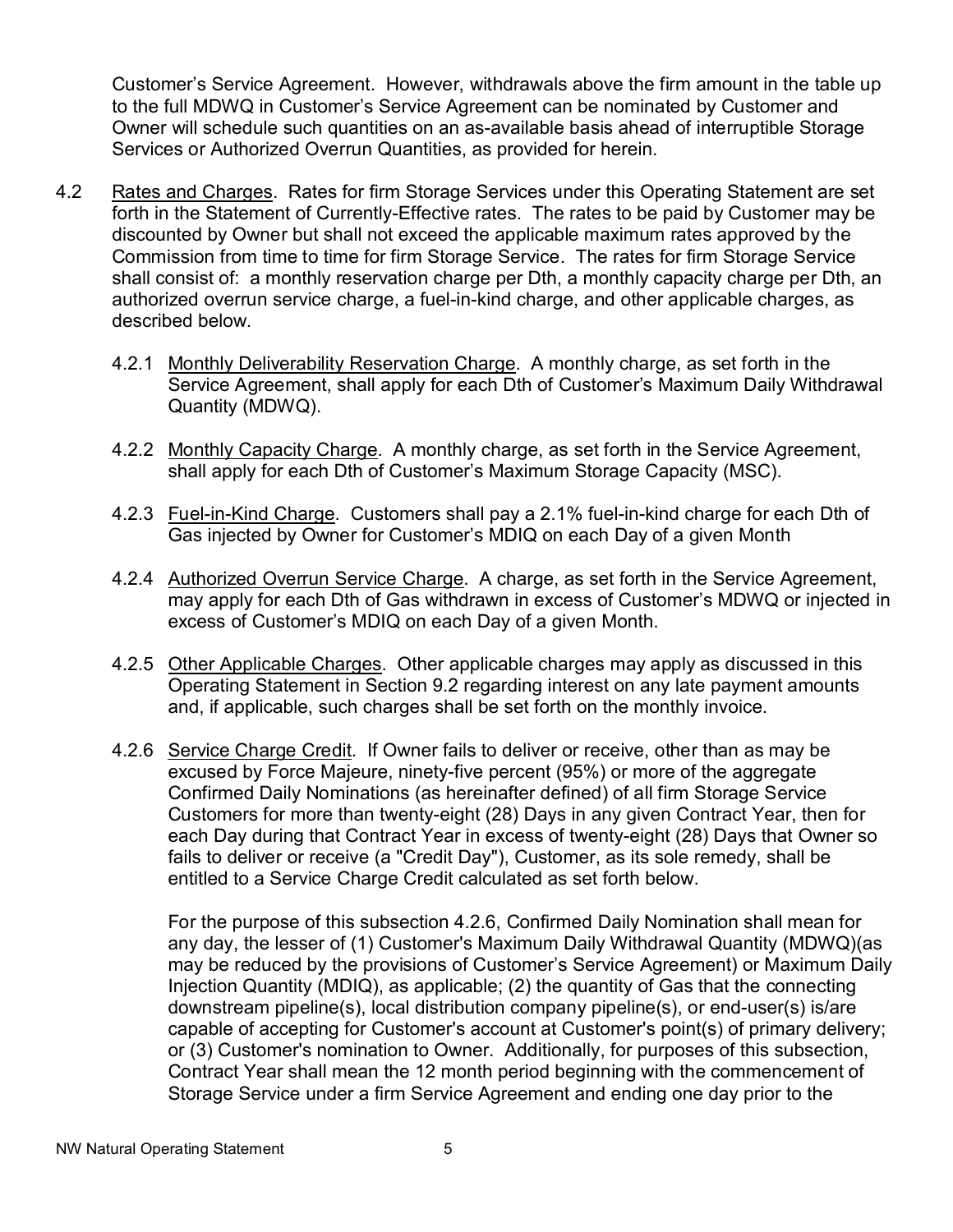Customer's Service Agreement. However, withdrawals above the firm amount in the table up to the full MDWQ in Customer's Service Agreement can be nominated by Customer and Owner will schedule such quantities on an as-available basis ahead of interruptible Storage Services or Authorized Overrun Quantities, as provided for herein.

4.2 Rates and Charges. Rates for firm Storage Services under this Operating Statement are set forth in the Statement of Currently-Effective rates. The rates to be paid by Customer may be discounted by Owner but shall not exceed the applicable maximum rates approved by the Commission from time to time for firm Storage Service. The rates for firm Storage Service shall consist of: a monthly reservation charge per Dth, a monthly capacity charge per Dth, an authorized overrun service charge, a fuel-in-kind charge, and other applicable charges, as described below.

4.2.1 Monthly Deliverability Reservation Charge. A monthly charge, as set forth in the Service Agreement, shall apply for each Dth of Customer's Maximum Daily Withdrawal Quantity (MDWQ).

4.2.2 Monthly Capacity Charge. A monthly charge, as set forth in the Service Agreement, shall apply for each Dth of Customer's Maximum Storage Capacity (MSC).

4.2.3 Fuel-in-Kind Charge. Customers shall pay a 2.1% fuel-in-kind charge for each Dth of Gas injected by Owner for Customer's MDIQ on each Day of a given Month

4.2.4 Authorized Overrun Service Charge. A charge, as set forth in the Service Agreement, may apply for each Dth of Gas withdrawn in excess of Customer's MDWQ or injected in excess of Customer's MDIQ on each Day of a given Month.

4.2.5 Other Applicable Charges. Other applicable charges may apply as discussed in this Operating Statement in Section 9.2 regarding interest on any late payment amounts and, if applicable, such charges shall be set forth on the monthly invoice.

4.2.6 Service Charge Credit. If Owner fails to deliver or receive, other than as may be excused by Force Majeure, ninety-five percent (95%) or more of the aggregate Confirmed Daily Nominations (as hereinafter defined) of all firm Storage Service Customers for more than twenty-eight (28) Days in any given Contract Year, then for each Day during that Contract Year in excess of twenty-eight (28) Days that Owner so fails to deliver or receive (a "Credit Day"), Customer, as its sole remedy, shall be entitled to a Service Charge Credit calculated as set forth below.

For the purpose of this subsection 4.2.6, Confirmed Daily Nomination shall mean for any day, the lesser of (1) Customer's Maximum Daily Withdrawal Quantity (MDWQ)(as may be reduced by the provisions of Customer's Service Agreement) or Maximum Daily Injection Quantity (MDIQ), as applicable; (2) the quantity of Gas that the connecting downstream pipeline(s), local distribution company pipeline(s), or end-user(s) is/are capable of accepting for Customer's account at Customer's point(s) of primary delivery; or (3) Customer's nomination to Owner. Additionally, for purposes of this subsection, Contract Year shall mean the 12 month period beginning with the commencement of Storage Service under a firm Service Agreement and ending one day prior to the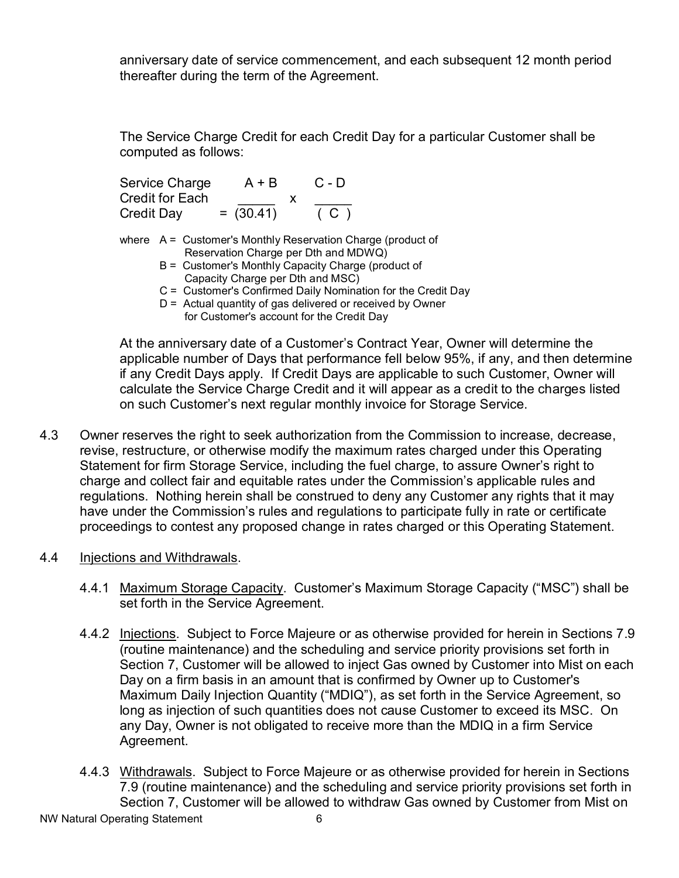anniversary date of service commencement, and each subsequent 12 month period thereafter during the term of the Agreement.

The Service Charge Credit for each Credit Day for a particular Customer shall be computed as follows:

$$\text{Service Charge Credit for Each Credit Day} = \frac{A + B}{(30.41)} \times \frac{C - D}{(C)}$$

where A = Customer's Monthly Reservation Charge (product of Reservation Charge per Dth and MDWQ)

B = Customer's Monthly Capacity Charge (product of Capacity Charge per Dth and MSC)

C = Customer's Confirmed Daily Nomination for the Credit Day

D = Actual quantity of gas delivered or received by Owner for Customer's account for the Credit Day

At the anniversary date of a Customer's Contract Year, Owner will determine the applicable number of Days that performance fell below 95%, if any, and then determine if any Credit Days apply. If Credit Days are applicable to such Customer, Owner will calculate the Service Charge Credit and it will appear as a credit to the charges listed on such Customer's next regular monthly invoice for Storage Service.

4.3 Owner reserves the right to seek authorization from the Commission to increase, decrease, revise, restructure, or otherwise modify the maximum rates charged under this Operating Statement for firm Storage Service, including the fuel charge, to assure Owner's right to charge and collect fair and equitable rates under the Commission's applicable rules and regulations. Nothing herein shall be construed to deny any Customer any rights that it may have under the Commission's rules and regulations to participate fully in rate or certificate proceedings to contest any proposed change in rates charged or this Operating Statement.

4.4 Injections and Withdrawals.

4.4.1 Maximum Storage Capacity. Customer's Maximum Storage Capacity ("MSC") shall be set forth in the Service Agreement.

4.4.2 Injections. Subject to Force Majeure or as otherwise provided for herein in Sections 7.9 (routine maintenance) and the scheduling and service priority provisions set forth in Section 7, Customer will be allowed to inject Gas owned by Customer into Mist on each Day on a firm basis in an amount that is confirmed by Owner up to Customer's Maximum Daily Injection Quantity ("MDIQ"), as set forth in the Service Agreement, so long as injection of such quantities does not cause Customer to exceed its MSC. On any Day, Owner is not obligated to receive more than the MDIQ in a firm Service Agreement.

4.4.3 Withdrawals. Subject to Force Majeure or as otherwise provided for herein in Sections 7.9 (routine maintenance) and the scheduling and service priority provisions set forth in Section 7, Customer will be allowed to withdraw Gas owned by Customer from Mist on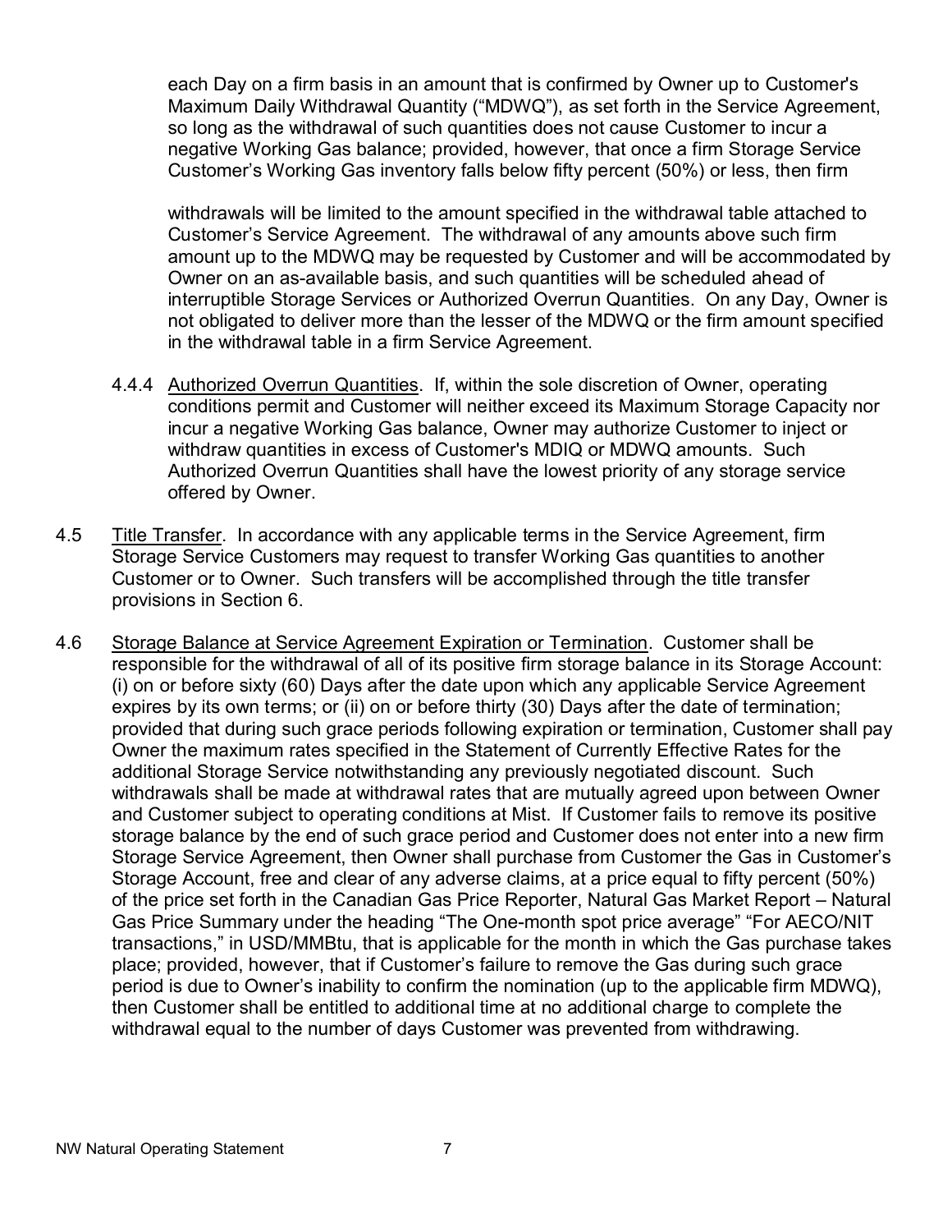each Day on a firm basis in an amount that is confirmed by Owner up to Customer's Maximum Daily Withdrawal Quantity ("MDWQ"), as set forth in the Service Agreement, so long as the withdrawal of such quantities does not cause Customer to incur a negative Working Gas balance; provided, however, that once a firm Storage Service Customer's Working Gas inventory falls below fifty percent (50%) or less, then firm withdrawals will be limited to the amount specified in the withdrawal table attached to Customer's Service Agreement. The withdrawal of any amounts above such firm amount up to the MDWQ may be requested by Customer and will be accommodated by Owner on an as-available basis, and such quantities will be scheduled ahead of interruptible Storage Services or Authorized Overrun Quantities. On any Day, Owner is not obligated to deliver more than the lesser of the MDWQ or the firm amount specified in the withdrawal table in a firm Service Agreement.

4.4.4 Authorized Overrun Quantities. If, within the sole discretion of Owner, operating conditions permit and Customer will neither exceed its Maximum Storage Capacity nor incur a negative Working Gas balance, Owner may authorize Customer to inject or withdraw quantities in excess of Customer's MDIQ or MDWQ amounts. Such Authorized Overrun Quantities shall have the lowest priority of any storage service offered by Owner.

4.5 Title Transfer. In accordance with any applicable terms in the Service Agreement, firm Storage Service Customers may request to transfer Working Gas quantities to another Customer or to Owner. Such transfers will be accomplished through the title transfer provisions in Section 6.

4.6 Storage Balance at Service Agreement Expiration or Termination. Customer shall be responsible for the withdrawal of all of its positive firm storage balance in its Storage Account: (i) on or before sixty (60) Days after the date upon which any applicable Service Agreement expires by its own terms; or (ii) on or before thirty (30) Days after the date of termination; provided that during such grace periods following expiration or termination, Customer shall pay Owner the maximum rates specified in the Statement of Currently Effective Rates for the additional Storage Service notwithstanding any previously negotiated discount. Such withdrawals shall be made at withdrawal rates that are mutually agreed upon between Owner and Customer subject to operating conditions at Mist. If Customer fails to remove its positive storage balance by the end of such grace period and Customer does not enter into a new firm Storage Service Agreement, then Owner shall purchase from Customer the Gas in Customer's Storage Account, free and clear of any adverse claims, at a price equal to fifty percent (50%) of the price set forth in the Canadian Gas Price Reporter, Natural Gas Market Report – Natural Gas Price Summary under the heading "The One-month spot price average" "For AECO/NIT transactions," in USD/MMBtu, that is applicable for the month in which the Gas purchase takes place; provided, however, that if Customer's failure to remove the Gas during such grace period is due to Owner's inability to confirm the nomination (up to the applicable firm MDWQ), then Customer shall be entitled to additional time at no additional charge to complete the withdrawal equal to the number of days Customer was prevented from withdrawing.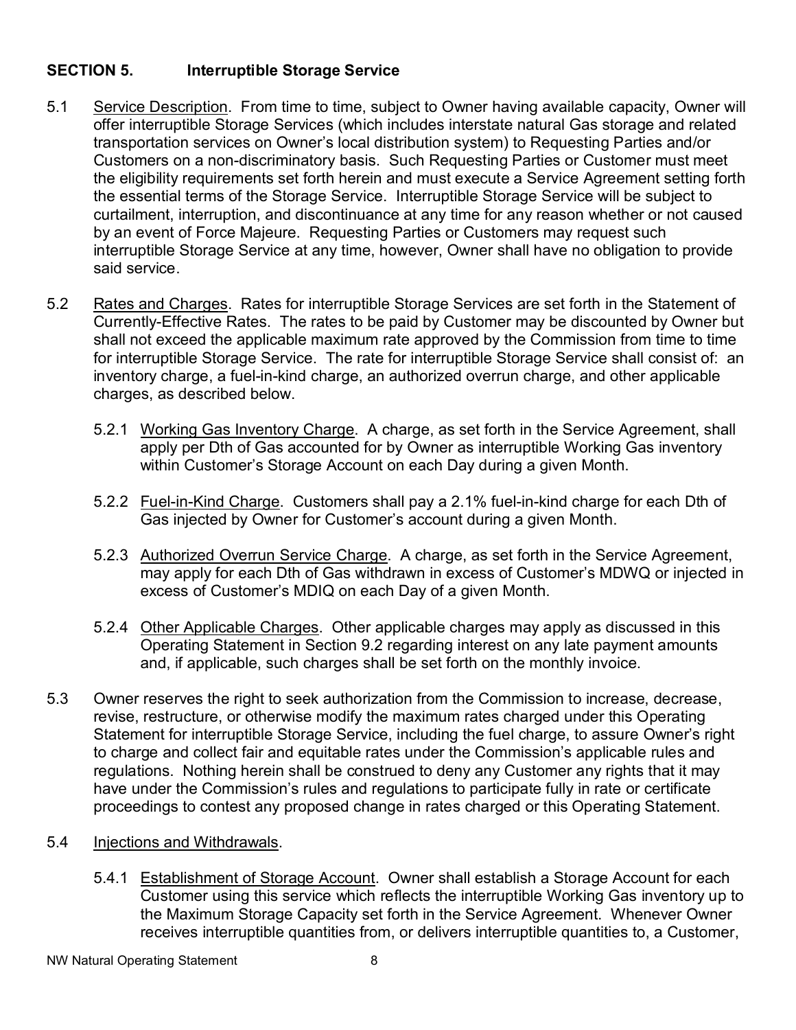## SECTION 5. Interruptible Storage Service

5.1 Service Description. From time to time, subject to Owner having available capacity, Owner will offer interruptible Storage Services (which includes interstate natural Gas storage and related transportation services on Owner's local distribution system) to Requesting Parties and/or Customers on a non-discriminatory basis. Such Requesting Parties or Customer must meet the eligibility requirements set forth herein and must execute a Service Agreement setting forth the essential terms of the Storage Service. Interruptible Storage Service will be subject to curtailment, interruption, and discontinuance at any time for any reason whether or not caused by an event of Force Majeure. Requesting Parties or Customers may request such interruptible Storage Service at any time, however, Owner shall have no obligation to provide said service.

5.2 Rates and Charges. Rates for interruptible Storage Services are set forth in the Statement of Currently-Effective Rates. The rates to be paid by Customer may be discounted by Owner but shall not exceed the applicable maximum rate approved by the Commission from time to time for interruptible Storage Service. The rate for interruptible Storage Service shall consist of: an inventory charge, a fuel-in-kind charge, an authorized overrun charge, and other applicable charges, as described below.

5.2.1 Working Gas Inventory Charge. A charge, as set forth in the Service Agreement, shall apply per Dth of Gas accounted for by Owner as interruptible Working Gas inventory within Customer's Storage Account on each Day during a given Month.

5.2.2 Fuel-in-Kind Charge. Customers shall pay a 2.1% fuel-in-kind charge for each Dth of Gas injected by Owner for Customer's account during a given Month.

5.2.3 Authorized Overrun Service Charge. A charge, as set forth in the Service Agreement, may apply for each Dth of Gas withdrawn in excess of Customer's MDWQ or injected in excess of Customer's MDIQ on each Day of a given Month.

5.2.4 Other Applicable Charges. Other applicable charges may apply as discussed in this Operating Statement in Section 9.2 regarding interest on any late payment amounts and, if applicable, such charges shall be set forth on the monthly invoice.

5.3 Owner reserves the right to seek authorization from the Commission to increase, decrease, revise, restructure, or otherwise modify the maximum rates charged under this Operating Statement for interruptible Storage Service, including the fuel charge, to assure Owner's right to charge and collect fair and equitable rates under the Commission's applicable rules and regulations. Nothing herein shall be construed to deny any Customer any rights that it may have under the Commission's rules and regulations to participate fully in rate or certificate proceedings to contest any proposed change in rates charged or this Operating Statement.

5.4 Injections and Withdrawals.

5.4.1 Establishment of Storage Account. Owner shall establish a Storage Account for each Customer using this service which reflects the interruptible Working Gas inventory up to the Maximum Storage Capacity set forth in the Service Agreement. Whenever Owner receives interruptible quantities from, or delivers interruptible quantities to, a Customer,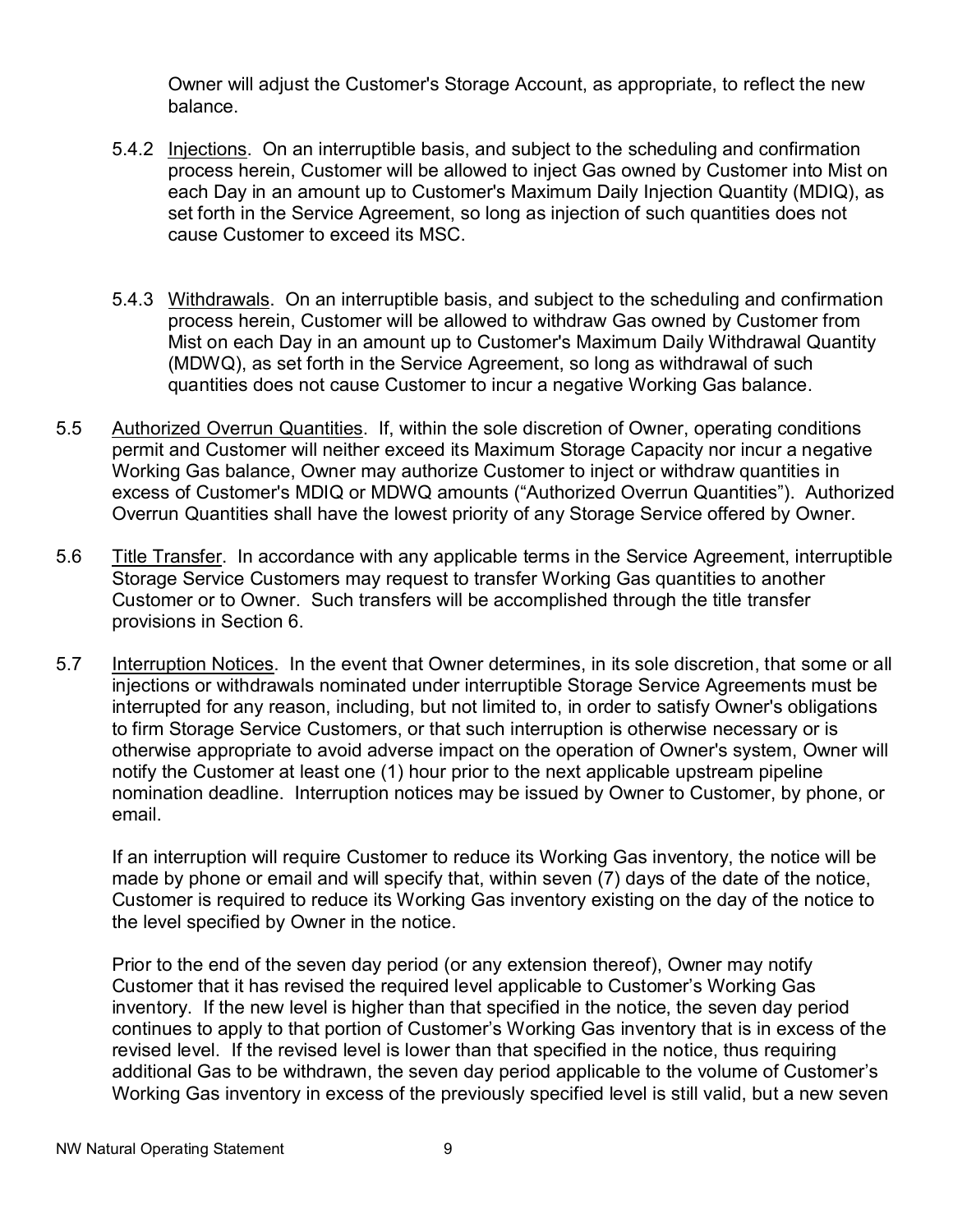Owner will adjust the Customer's Storage Account, as appropriate, to reflect the new balance.

5.4.2 Injections. On an interruptible basis, and subject to the scheduling and confirmation process herein, Customer will be allowed to inject Gas owned by Customer into Mist on each Day in an amount up to Customer's Maximum Daily Injection Quantity (MDIQ), as set forth in the Service Agreement, so long as injection of such quantities does not cause Customer to exceed its MSC.

5.4.3 Withdrawals. On an interruptible basis, and subject to the scheduling and confirmation process herein, Customer will be allowed to withdraw Gas owned by Customer from Mist on each Day in an amount up to Customer's Maximum Daily Withdrawal Quantity (MDWQ), as set forth in the Service Agreement, so long as withdrawal of such quantities does not cause Customer to incur a negative Working Gas balance.

5.5 Authorized Overrun Quantities. If, within the sole discretion of Owner, operating conditions permit and Customer will neither exceed its Maximum Storage Capacity nor incur a negative Working Gas balance, Owner may authorize Customer to inject or withdraw quantities in excess of Customer's MDIQ or MDWQ amounts ("Authorized Overrun Quantities"). Authorized Overrun Quantities shall have the lowest priority of any Storage Service offered by Owner.

5.6 Title Transfer. In accordance with any applicable terms in the Service Agreement, interruptible Storage Service Customers may request to transfer Working Gas quantities to another Customer or to Owner. Such transfers will be accomplished through the title transfer provisions in Section 6.

5.7 Interruption Notices. In the event that Owner determines, in its sole discretion, that some or all injections or withdrawals nominated under interruptible Storage Service Agreements must be interrupted for any reason, including, but not limited to, in order to satisfy Owner's obligations to firm Storage Service Customers, or that such interruption is otherwise necessary or is otherwise appropriate to avoid adverse impact on the operation of Owner's system, Owner will notify the Customer at least one (1) hour prior to the next applicable upstream pipeline nomination deadline. Interruption notices may be issued by Owner to Customer, by phone, or email.

If an interruption will require Customer to reduce its Working Gas inventory, the notice will be made by phone or email and will specify that, within seven (7) days of the date of the notice, Customer is required to reduce its Working Gas inventory existing on the day of the notice to the level specified by Owner in the notice.

Prior to the end of the seven day period (or any extension thereof), Owner may notify Customer that it has revised the required level applicable to Customer's Working Gas inventory. If the new level is higher than that specified in the notice, the seven day period continues to apply to that portion of Customer's Working Gas inventory that is in excess of the revised level. If the revised level is lower than that specified in the notice, thus requiring additional Gas to be withdrawn, the seven day period applicable to the volume of Customer's Working Gas inventory in excess of the previously specified level is still valid, but a new seven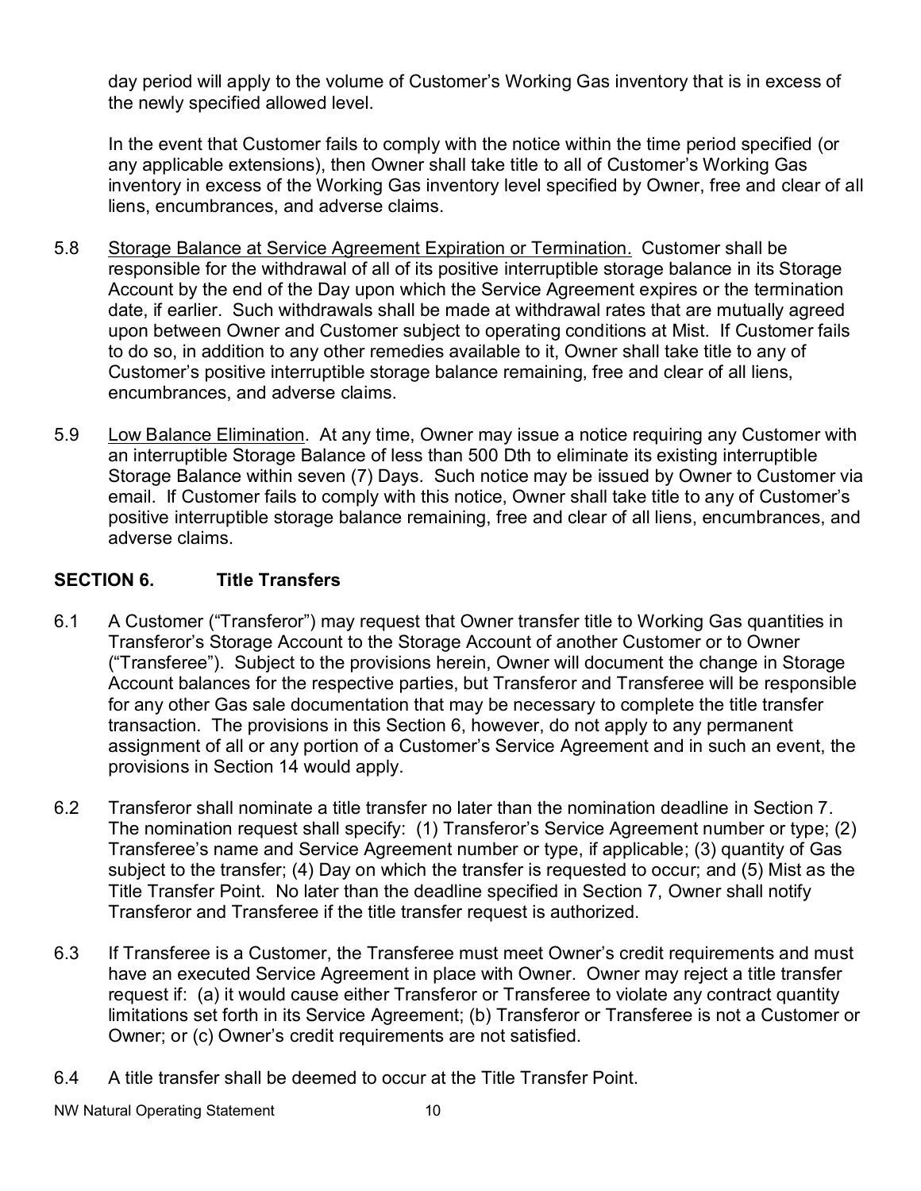day period will apply to the volume of Customer's Working Gas inventory that is in excess of the newly specified allowed level.

In the event that Customer fails to comply with the notice within the time period specified (or any applicable extensions), then Owner shall take title to all of Customer's Working Gas inventory in excess of the Working Gas inventory level specified by Owner, free and clear of all liens, encumbrances, and adverse claims.

5.8 Storage Balance at Service Agreement Expiration or Termination. Customer shall be responsible for the withdrawal of all of its positive interruptible storage balance in its Storage Account by the end of the Day upon which the Service Agreement expires or the termination date, if earlier. Such withdrawals shall be made at withdrawal rates that are mutually agreed upon between Owner and Customer subject to operating conditions at Mist. If Customer fails to do so, in addition to any other remedies available to it, Owner shall take title to any of Customer's positive interruptible storage balance remaining, free and clear of all liens, encumbrances, and adverse claims.

5.9 Low Balance Elimination. At any time, Owner may issue a notice requiring any Customer with an interruptible Storage Balance of less than 500 Dth to eliminate its existing interruptible Storage Balance within seven (7) Days. Such notice may be issued by Owner to Customer via email. If Customer fails to comply with this notice, Owner shall take title to any of Customer's positive interruptible storage balance remaining, free and clear of all liens, encumbrances, and adverse claims.

## SECTION 6. Title Transfers

6.1 A Customer ("Transferor") may request that Owner transfer title to Working Gas quantities in Transferor's Storage Account to the Storage Account of another Customer or to Owner ("Transferee"). Subject to the provisions herein, Owner will document the change in Storage Account balances for the respective parties, but Transferor and Transferee will be responsible for any other Gas sale documentation that may be necessary to complete the title transfer transaction. The provisions in this Section 6, however, do not apply to any permanent assignment of all or any portion of a Customer's Service Agreement and in such an event, the provisions in Section 14 would apply.

6.2 Transferor shall nominate a title transfer no later than the nomination deadline in Section 7. The nomination request shall specify: (1) Transferor's Service Agreement number or type; (2) Transferee's name and Service Agreement number or type, if applicable; (3) quantity of Gas subject to the transfer; (4) Day on which the transfer is requested to occur; and (5) Mist as the Title Transfer Point. No later than the deadline specified in Section 7, Owner shall notify Transferor and Transferee if the title transfer request is authorized.

6.3 If Transferee is a Customer, the Transferee must meet Owner's credit requirements and must have an executed Service Agreement in place with Owner. Owner may reject a title transfer request if: (a) it would cause either Transferor or Transferee to violate any contract quantity limitations set forth in its Service Agreement; (b) Transferor or Transferee is not a Customer or Owner; or (c) Owner's credit requirements are not satisfied.

6.4 A title transfer shall be deemed to occur at the Title Transfer Point.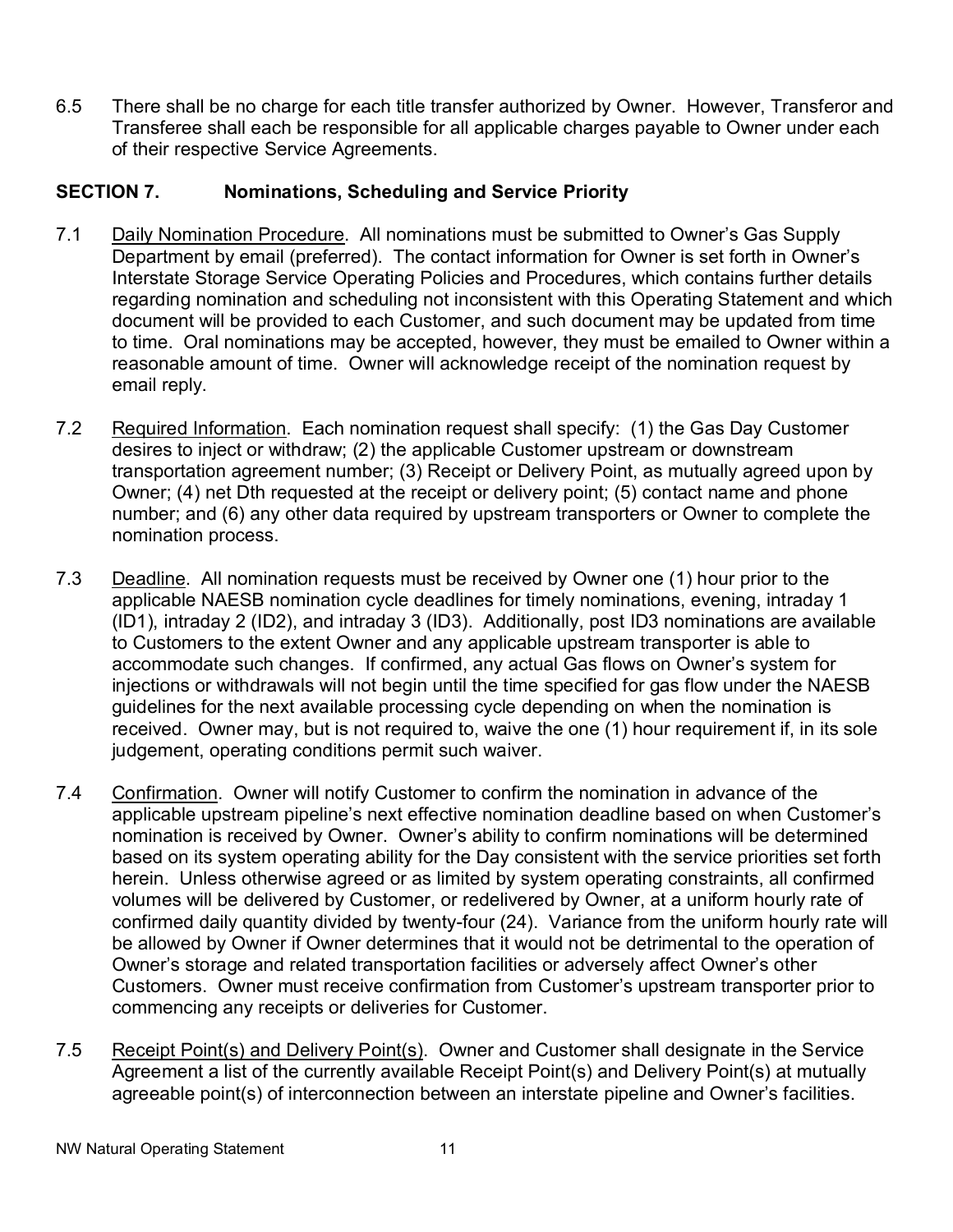6.5 There shall be no charge for each title transfer authorized by Owner. However, Transferor and Transferee shall each be responsible for all applicable charges payable to Owner under each of their respective Service Agreements.

## SECTION 7. Nominations, Scheduling and Service Priority

7.1 Daily Nomination Procedure. All nominations must be submitted to Owner's Gas Supply Department by email (preferred). The contact information for Owner is set forth in Owner's Interstate Storage Service Operating Policies and Procedures, which contains further details regarding nomination and scheduling not inconsistent with this Operating Statement and which document will be provided to each Customer, and such document may be updated from time to time. Oral nominations may be accepted, however, they must be emailed to Owner within a reasonable amount of time. Owner will acknowledge receipt of the nomination request by email reply.

7.2 Required Information. Each nomination request shall specify: (1) the Gas Day Customer desires to inject or withdraw; (2) the applicable Customer upstream or downstream transportation agreement number; (3) Receipt or Delivery Point, as mutually agreed upon by Owner; (4) net Dth requested at the receipt or delivery point; (5) contact name and phone number; and (6) any other data required by upstream transporters or Owner to complete the nomination process.

7.3 Deadline. All nomination requests must be received by Owner one (1) hour prior to the applicable NAESB nomination cycle deadlines for timely nominations, evening, intraday 1 (ID1), intraday 2 (ID2), and intraday 3 (ID3). Additionally, post ID3 nominations are available to Customers to the extent Owner and any applicable upstream transporter is able to accommodate such changes. If confirmed, any actual Gas flows on Owner's system for injections or withdrawals will not begin until the time specified for gas flow under the NAESB guidelines for the next available processing cycle depending on when the nomination is received. Owner may, but is not required to, waive the one (1) hour requirement if, in its sole judgement, operating conditions permit such waiver.

7.4 Confirmation. Owner will notify Customer to confirm the nomination in advance of the applicable upstream pipeline's next effective nomination deadline based on when Customer's nomination is received by Owner. Owner's ability to confirm nominations will be determined based on its system operating ability for the Day consistent with the service priorities set forth herein. Unless otherwise agreed or as limited by system operating constraints, all confirmed volumes will be delivered by Customer, or redelivered by Owner, at a uniform hourly rate of confirmed daily quantity divided by twenty-four (24). Variance from the uniform hourly rate will be allowed by Owner if Owner determines that it would not be detrimental to the operation of Owner's storage and related transportation facilities or adversely affect Owner's other Customers. Owner must receive confirmation from Customer's upstream transporter prior to commencing any receipts or deliveries for Customer.

7.5 Receipt Point(s) and Delivery Point(s). Owner and Customer shall designate in the Service Agreement a list of the currently available Receipt Point(s) and Delivery Point(s) at mutually agreeable point(s) of interconnection between an interstate pipeline and Owner's facilities.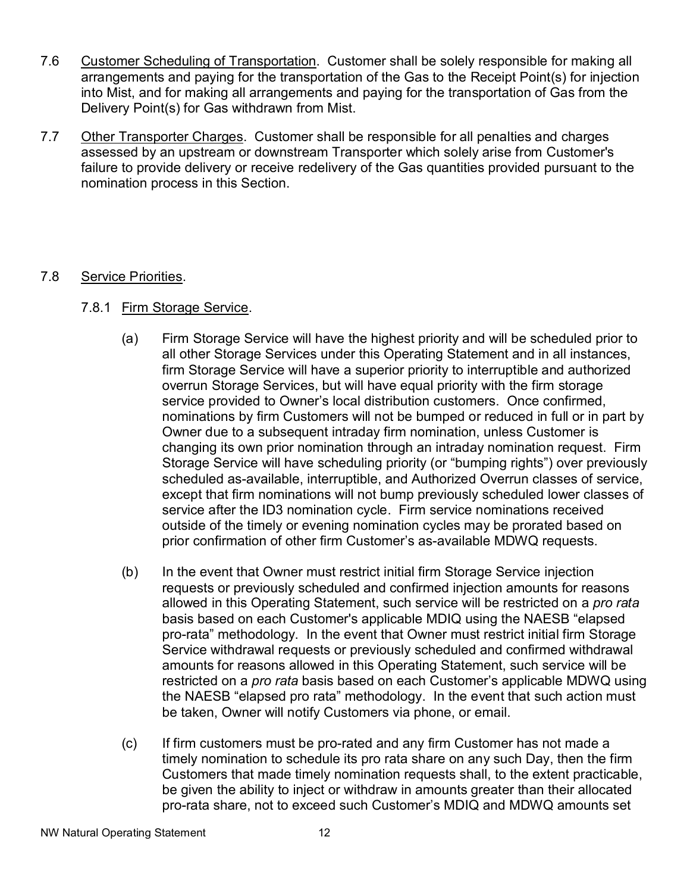7.6 Customer Scheduling of Transportation. Customer shall be solely responsible for making all arrangements and paying for the transportation of the Gas to the Receipt Point(s) for injection into Mist, and for making all arrangements and paying for the transportation of Gas from the Delivery Point(s) for Gas withdrawn from Mist.

7.7 Other Transporter Charges. Customer shall be responsible for all penalties and charges assessed by an upstream or downstream Transporter which solely arise from Customer's failure to provide delivery or receive redelivery of the Gas quantities provided pursuant to the nomination process in this Section.

7.8 Service Priorities.

7.8.1 Firm Storage Service.

(a) Firm Storage Service will have the highest priority and will be scheduled prior to all other Storage Services under this Operating Statement and in all instances, firm Storage Service will have a superior priority to interruptible and authorized overrun Storage Services, but will have equal priority with the firm storage service provided to Owner's local distribution customers. Once confirmed, nominations by firm Customers will not be bumped or reduced in full or in part by Owner due to a subsequent intraday firm nomination, unless Customer is changing its own prior nomination through an intraday nomination request. Firm Storage Service will have scheduling priority (or "bumping rights") over previously scheduled as-available, interruptible, and Authorized Overrun classes of service, except that firm nominations will not bump previously scheduled lower classes of service after the ID3 nomination cycle. Firm service nominations received outside of the timely or evening nomination cycles may be prorated based on prior confirmation of other firm Customer's as-available MDWQ requests.

(b) In the event that Owner must restrict initial firm Storage Service injection requests or previously scheduled and confirmed injection amounts for reasons allowed in this Operating Statement, such service will be restricted on a *pro rata* basis based on each Customer's applicable MDIQ using the NAESB "elapsed pro-rata" methodology. In the event that Owner must restrict initial firm Storage Service withdrawal requests or previously scheduled and confirmed withdrawal amounts for reasons allowed in this Operating Statement, such service will be restricted on a *pro rata* basis based on each Customer's applicable MDWQ using the NAESB "elapsed pro rata" methodology. In the event that such action must be taken, Owner will notify Customers via phone, or email.

(c) If firm customers must be pro-rated and any firm Customer has not made a timely nomination to schedule its pro rata share on any such Day, then the firm Customers that made timely nomination requests shall, to the extent practicable, be given the ability to inject or withdraw in amounts greater than their allocated pro-rata share, not to exceed such Customer's MDIQ and MDWQ amounts set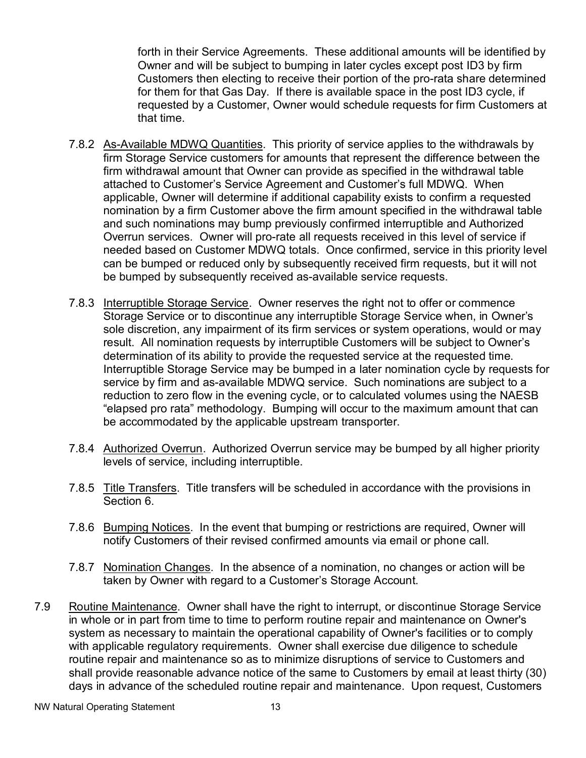forth in their Service Agreements. These additional amounts will be identified by Owner and will be subject to bumping in later cycles except post ID3 by firm Customers then electing to receive their portion of the pro-rata share determined for them for that Gas Day. If there is available space in the post ID3 cycle, if requested by a Customer, Owner would schedule requests for firm Customers at that time.

7.8.2 As-Available MDWQ Quantities. This priority of service applies to the withdrawals by firm Storage Service customers for amounts that represent the difference between the firm withdrawal amount that Owner can provide as specified in the withdrawal table attached to Customer's Service Agreement and Customer's full MDWQ. When applicable, Owner will determine if additional capability exists to confirm a requested nomination by a firm Customer above the firm amount specified in the withdrawal table and such nominations may bump previously confirmed interruptible and Authorized Overrun services. Owner will pro-rate all requests received in this level of service if needed based on Customer MDWQ totals. Once confirmed, service in this priority level can be bumped or reduced only by subsequently received firm requests, but it will not be bumped by subsequently received as-available service requests.

7.8.3 Interruptible Storage Service. Owner reserves the right not to offer or commence Storage Service or to discontinue any interruptible Storage Service when, in Owner's sole discretion, any impairment of its firm services or system operations, would or may result. All nomination requests by interruptible Customers will be subject to Owner's determination of its ability to provide the requested service at the requested time. Interruptible Storage Service may be bumped in a later nomination cycle by requests for service by firm and as-available MDWQ service. Such nominations are subject to a reduction to zero flow in the evening cycle, or to calculated volumes using the NAESB "elapsed pro rata" methodology. Bumping will occur to the maximum amount that can be accommodated by the applicable upstream transporter.

7.8.4 Authorized Overrun. Authorized Overrun service may be bumped by all higher priority levels of service, including interruptible.

7.8.5 Title Transfers. Title transfers will be scheduled in accordance with the provisions in Section 6.

7.8.6 Bumping Notices. In the event that bumping or restrictions are required, Owner will notify Customers of their revised confirmed amounts via email or phone call.

7.8.7 Nomination Changes. In the absence of a nomination, no changes or action will be taken by Owner with regard to a Customer's Storage Account.

7.9 Routine Maintenance. Owner shall have the right to interrupt, or discontinue Storage Service in whole or in part from time to time to perform routine repair and maintenance on Owner's system as necessary to maintain the operational capability of Owner's facilities or to comply with applicable regulatory requirements. Owner shall exercise due diligence to schedule routine repair and maintenance so as to minimize disruptions of service to Customers and shall provide reasonable advance notice of the same to Customers by email at least thirty (30) days in advance of the scheduled routine repair and maintenance. Upon request, Customers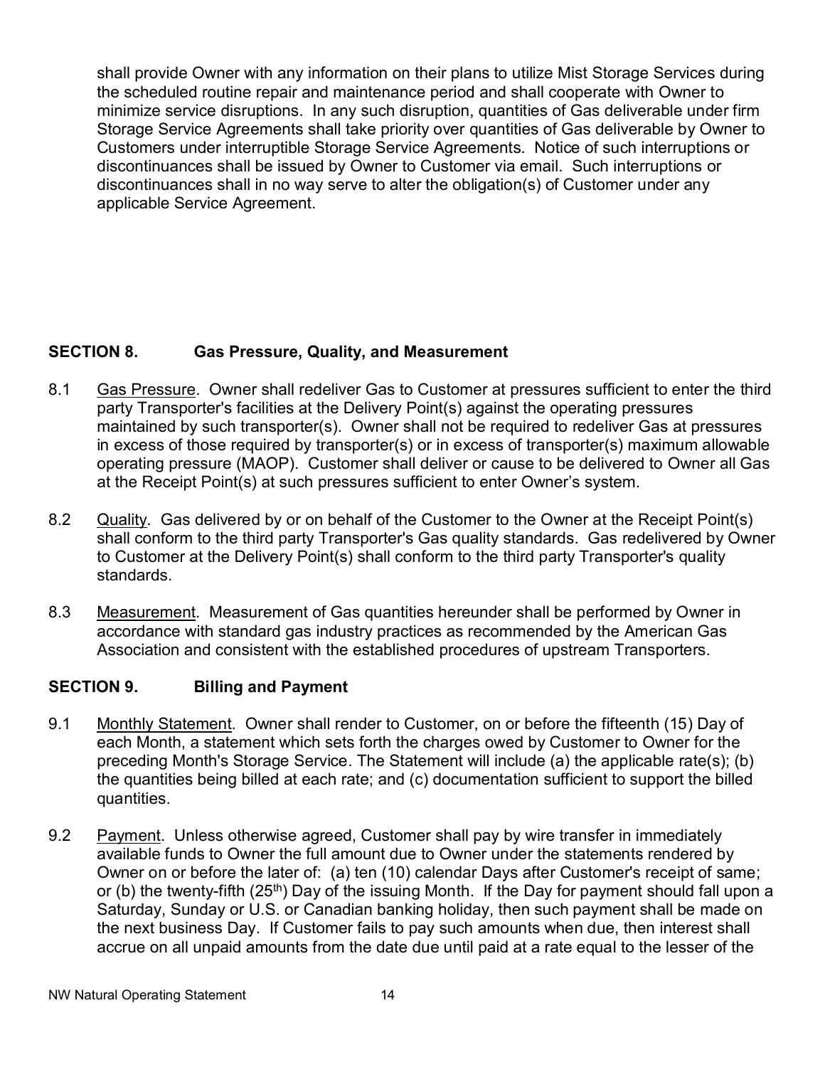shall provide Owner with any information on their plans to utilize Mist Storage Services during the scheduled routine repair and maintenance period and shall cooperate with Owner to minimize service disruptions. In any such disruption, quantities of Gas deliverable under firm Storage Service Agreements shall take priority over quantities of Gas deliverable by Owner to Customers under interruptible Storage Service Agreements. Notice of such interruptions or discontinuances shall be issued by Owner to Customer via email. Such interruptions or discontinuances shall in no way serve to alter the obligation(s) of Customer under any applicable Service Agreement.

## SECTION 8. Gas Pressure, Quality, and Measurement

8.1 Gas Pressure. Owner shall redeliver Gas to Customer at pressures sufficient to enter the third party Transporter's facilities at the Delivery Point(s) against the operating pressures maintained by such transporter(s). Owner shall not be required to redeliver Gas at pressures in excess of those required by transporter(s) or in excess of transporter(s) maximum allowable operating pressure (MAOP). Customer shall deliver or cause to be delivered to Owner all Gas at the Receipt Point(s) at such pressures sufficient to enter Owner's system.

8.2 Quality. Gas delivered by or on behalf of the Customer to the Owner at the Receipt Point(s) shall conform to the third party Transporter's Gas quality standards. Gas redelivered by Owner to Customer at the Delivery Point(s) shall conform to the third party Transporter's quality standards.

8.3 Measurement. Measurement of Gas quantities hereunder shall be performed by Owner in accordance with standard gas industry practices as recommended by the American Gas Association and consistent with the established procedures of upstream Transporters.

## SECTION 9. Billing and Payment

9.1 Monthly Statement. Owner shall render to Customer, on or before the fifteenth (15) Day of each Month, a statement which sets forth the charges owed by Customer to Owner for the preceding Month's Storage Service. The Statement will include (a) the applicable rate(s); (b) the quantities being billed at each rate; and (c) documentation sufficient to support the billed quantities.

9.2 Payment. Unless otherwise agreed, Customer shall pay by wire transfer in immediately available funds to Owner the full amount due to Owner under the statements rendered by Owner on or before the later of: (a) ten (10) calendar Days after Customer's receipt of same; or (b) the twenty-fifth (25th) Day of the issuing Month. If the Day for payment should fall upon a Saturday, Sunday or U.S. or Canadian banking holiday, then such payment shall be made on the next business Day. If Customer fails to pay such amounts when due, then interest shall accrue on all unpaid amounts from the date due until paid at a rate equal to the lesser of the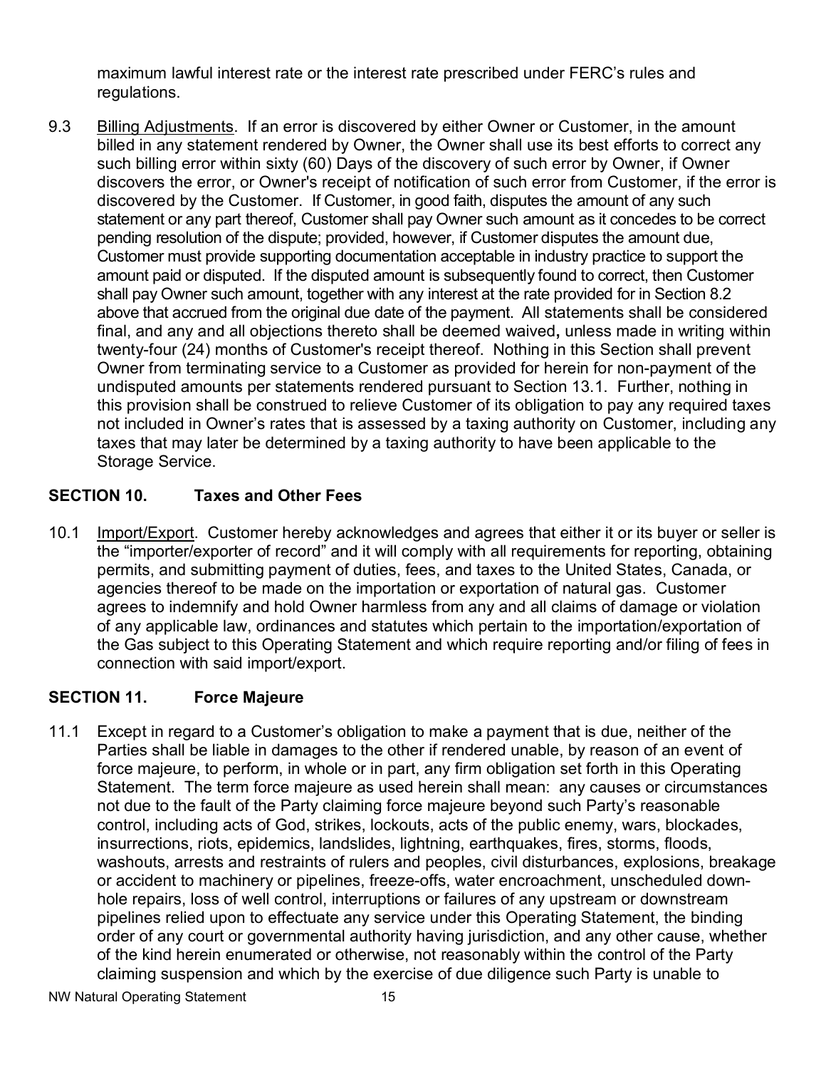maximum lawful interest rate or the interest rate prescribed under FERC's rules and regulations.

9.3 Billing Adjustments. If an error is discovered by either Owner or Customer, in the amount billed in any statement rendered by Owner, the Owner shall use its best efforts to correct any such billing error within sixty (60) Days of the discovery of such error by Owner, if Owner discovers the error, or Owner's receipt of notification of such error from Customer, if the error is discovered by the Customer. If Customer, in good faith, disputes the amount of any such statement or any part thereof, Customer shall pay Owner such amount as it concedes to be correct pending resolution of the dispute; provided, however, if Customer disputes the amount due, Customer must provide supporting documentation acceptable in industry practice to support the amount paid or disputed. If the disputed amount is subsequently found to correct, then Customer shall pay Owner such amount, together with any interest at the rate provided for in Section 8.2 above that accrued from the original due date of the payment. All statements shall be considered final, and any and all objections thereto shall be deemed waived**,** unless made in writing within twenty-four (24) months of Customer's receipt thereof. Nothing in this Section shall prevent Owner from terminating service to a Customer as provided for herein for non-payment of the undisputed amounts per statements rendered pursuant to Section 13.1. Further, nothing in this provision shall be construed to relieve Customer of its obligation to pay any required taxes not included in Owner's rates that is assessed by a taxing authority on Customer, including any taxes that may later be determined by a taxing authority to have been applicable to the Storage Service.

## SECTION 10. Taxes and Other Fees

10.1 Import/Export. Customer hereby acknowledges and agrees that either it or its buyer or seller is the "importer/exporter of record" and it will comply with all requirements for reporting, obtaining permits, and submitting payment of duties, fees, and taxes to the United States, Canada, or agencies thereof to be made on the importation or exportation of natural gas. Customer agrees to indemnify and hold Owner harmless from any and all claims of damage or violation of any applicable law, ordinances and statutes which pertain to the importation/exportation of the Gas subject to this Operating Statement and which require reporting and/or filing of fees in connection with said import/export.

## SECTION 11. Force Majeure

11.1 Except in regard to a Customer's obligation to make a payment that is due, neither of the Parties shall be liable in damages to the other if rendered unable, by reason of an event of force majeure, to perform, in whole or in part, any firm obligation set forth in this Operating Statement. The term force majeure as used herein shall mean: any causes or circumstances not due to the fault of the Party claiming force majeure beyond such Party's reasonable control, including acts of God, strikes, lockouts, acts of the public enemy, wars, blockades, insurrections, riots, epidemics, landslides, lightning, earthquakes, fires, storms, floods, washouts, arrests and restraints of rulers and peoples, civil disturbances, explosions, breakage or accident to machinery or pipelines, freeze-offs, water encroachment, unscheduled down-hole repairs, loss of well control, interruptions or failures of any upstream or downstream pipelines relied upon to effectuate any service under this Operating Statement, the binding order of any court or governmental authority having jurisdiction, and any other cause, whether of the kind herein enumerated or otherwise, not reasonably within the control of the Party claiming suspension and which by the exercise of due diligence such Party is unable to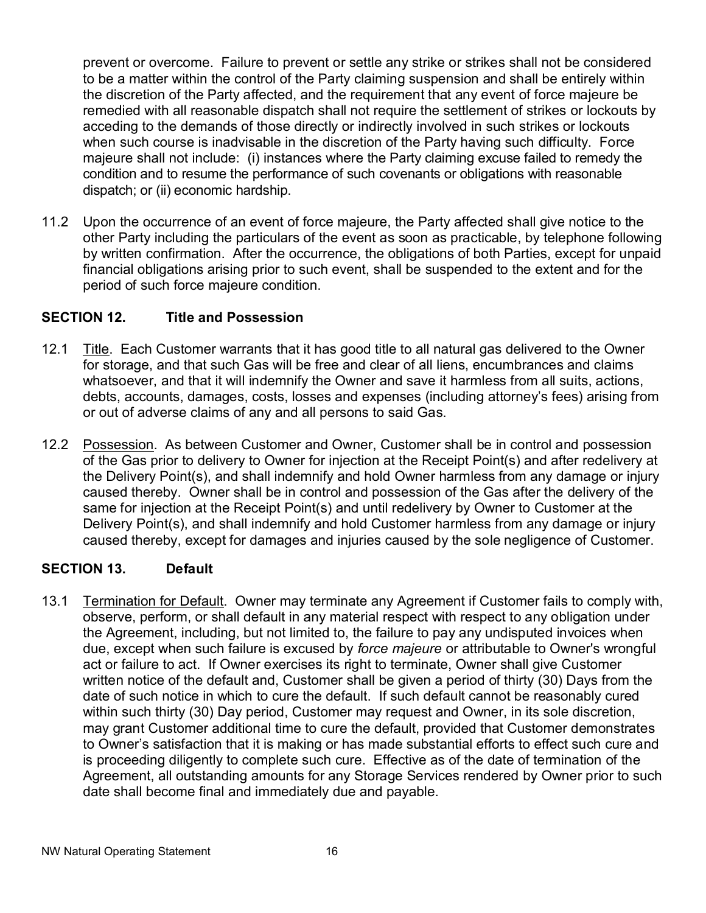prevent or overcome. Failure to prevent or settle any strike or strikes shall not be considered to be a matter within the control of the Party claiming suspension and shall be entirely within the discretion of the Party affected, and the requirement that any event of force majeure be remedied with all reasonable dispatch shall not require the settlement of strikes or lockouts by acceding to the demands of those directly or indirectly involved in such strikes or lockouts when such course is inadvisable in the discretion of the Party having such difficulty. Force majeure shall not include: (i) instances where the Party claiming excuse failed to remedy the condition and to resume the performance of such covenants or obligations with reasonable dispatch; or (ii) economic hardship.

11.2 Upon the occurrence of an event of force majeure, the Party affected shall give notice to the other Party including the particulars of the event as soon as practicable, by telephone following by written confirmation. After the occurrence, the obligations of both Parties, except for unpaid financial obligations arising prior to such event, shall be suspended to the extent and for the period of such force majeure condition.

## SECTION 12. Title and Possession

12.1 Title. Each Customer warrants that it has good title to all natural gas delivered to the Owner for storage, and that such Gas will be free and clear of all liens, encumbrances and claims whatsoever, and that it will indemnify the Owner and save it harmless from all suits, actions, debts, accounts, damages, costs, losses and expenses (including attorney's fees) arising from or out of adverse claims of any and all persons to said Gas.

12.2 Possession. As between Customer and Owner, Customer shall be in control and possession of the Gas prior to delivery to Owner for injection at the Receipt Point(s) and after redelivery at the Delivery Point(s), and shall indemnify and hold Owner harmless from any damage or injury caused thereby. Owner shall be in control and possession of the Gas after the delivery of the same for injection at the Receipt Point(s) and until redelivery by Owner to Customer at the Delivery Point(s), and shall indemnify and hold Customer harmless from any damage or injury caused thereby, except for damages and injuries caused by the sole negligence of Customer.

## SECTION 13. Default

13.1 Termination for Default. Owner may terminate any Agreement if Customer fails to comply with, observe, perform, or shall default in any material respect with respect to any obligation under the Agreement, including, but not limited to, the failure to pay any undisputed invoices when due, except when such failure is excused by *force majeure* or attributable to Owner's wrongful act or failure to act. If Owner exercises its right to terminate, Owner shall give Customer written notice of the default and, Customer shall be given a period of thirty (30) Days from the date of such notice in which to cure the default. If such default cannot be reasonably cured within such thirty (30) Day period, Customer may request and Owner, in its sole discretion, may grant Customer additional time to cure the default, provided that Customer demonstrates to Owner's satisfaction that it is making or has made substantial efforts to effect such cure and is proceeding diligently to complete such cure. Effective as of the date of termination of the Agreement, all outstanding amounts for any Storage Services rendered by Owner prior to such date shall become final and immediately due and payable.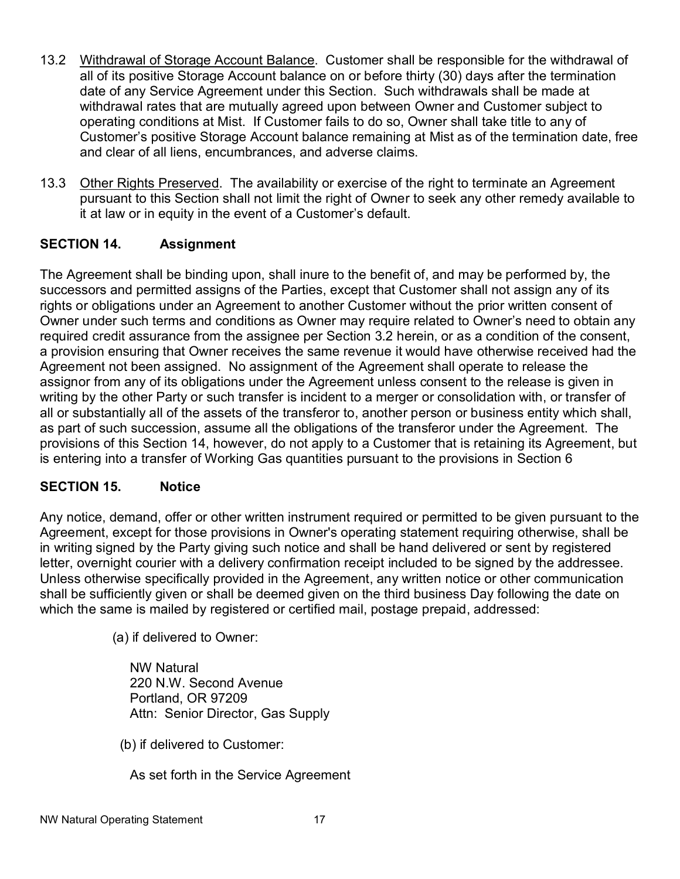13.2 <u>Withdrawal of Storage Account Balance</u>. Customer shall be responsible for the withdrawal of all of its positive Storage Account balance on or before thirty (30) days after the termination date of any Service Agreement under this Section. Such withdrawals shall be made at withdrawal rates that are mutually agreed upon between Owner and Customer subject to operating conditions at Mist. If Customer fails to do so, Owner shall take title to any of Customer's positive Storage Account balance remaining at Mist as of the termination date, free and clear of all liens, encumbrances, and adverse claims.

13.3 <u>Other Rights Preserved</u>. The availability or exercise of the right to terminate an Agreement pursuant to this Section shall not limit the right of Owner to seek any other remedy available to it at law or in equity in the event of a Customer's default.

## SECTION 14. Assignment

The Agreement shall be binding upon, shall inure to the benefit of, and may be performed by, the successors and permitted assigns of the Parties, except that Customer shall not assign any of its rights or obligations under an Agreement to another Customer without the prior written consent of Owner under such terms and conditions as Owner may require related to Owner's need to obtain any required credit assurance from the assignee per Section 3.2 herein, or as a condition of the consent, a provision ensuring that Owner receives the same revenue it would have otherwise received had the Agreement not been assigned. No assignment of the Agreement shall operate to release the assignor from any of its obligations under the Agreement unless consent to the release is given in writing by the other Party or such transfer is incident to a merger or consolidation with, or transfer of all or substantially all of the assets of the transferor to, another person or business entity which shall, as part of such succession, assume all the obligations of the transferor under the Agreement. The provisions of this Section 14, however, do not apply to a Customer that is retaining its Agreement, but is entering into a transfer of Working Gas quantities pursuant to the provisions in Section 6

## SECTION 15. Notice

Any notice, demand, offer or other written instrument required or permitted to be given pursuant to the Agreement, except for those provisions in Owner's operating statement requiring otherwise, shall be in writing signed by the Party giving such notice and shall be hand delivered or sent by registered letter, overnight courier with a delivery confirmation receipt included to be signed by the addressee. Unless otherwise specifically provided in the Agreement, any written notice or other communication shall be sufficiently given or shall be deemed given on the third business Day following the date on which the same is mailed by registered or certified mail, postage prepaid, addressed:

(a) if delivered to Owner:

NW Natural
220 N.W. Second Avenue
Portland, OR 97209
Attn: Senior Director, Gas Supply

(b) if delivered to Customer:

As set forth in the Service Agreement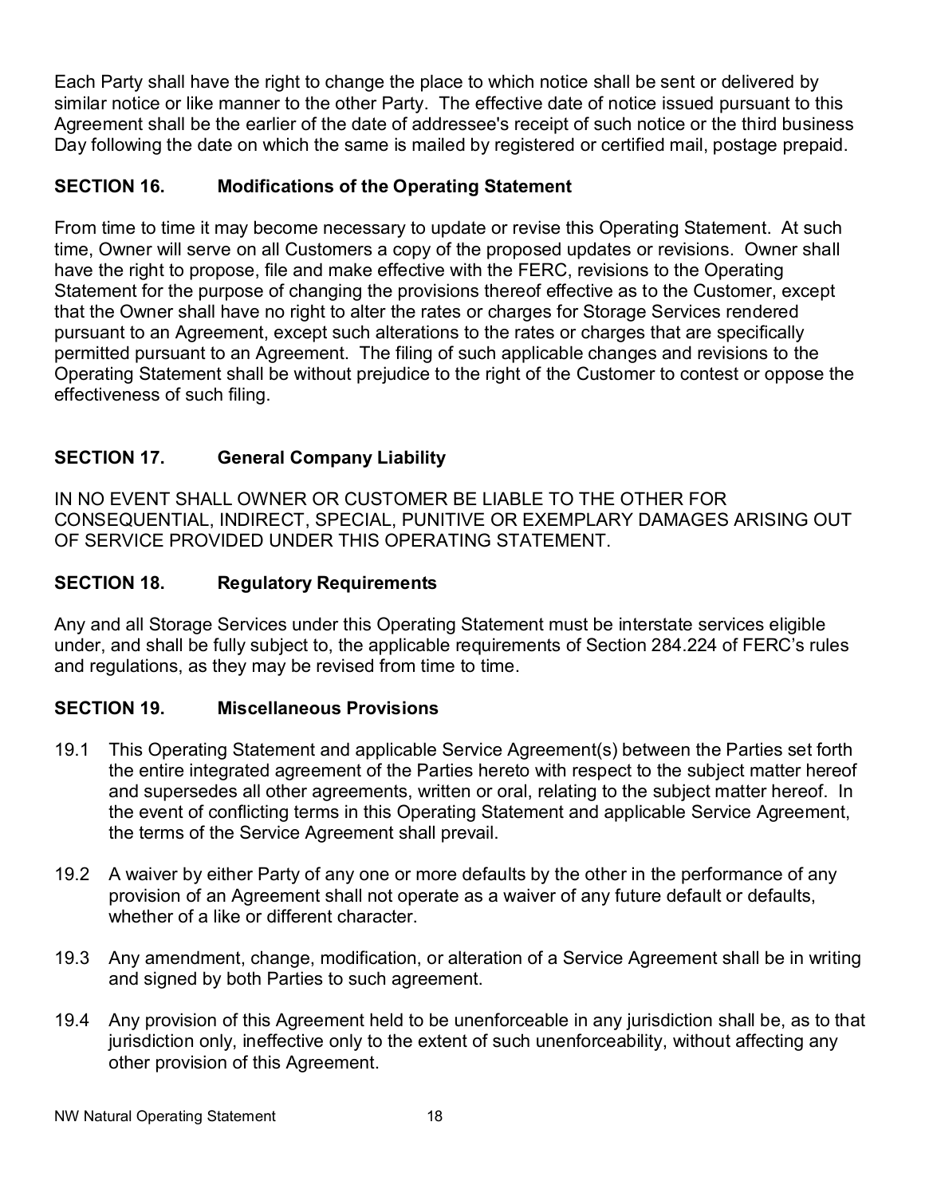Each Party shall have the right to change the place to which notice shall be sent or delivered by similar notice or like manner to the other Party. The effective date of notice issued pursuant to this Agreement shall be the earlier of the date of addressee's receipt of such notice or the third business Day following the date on which the same is mailed by registered or certified mail, postage prepaid.

## SECTION 16. Modifications of the Operating Statement

From time to time it may become necessary to update or revise this Operating Statement. At such time, Owner will serve on all Customers a copy of the proposed updates or revisions. Owner shall have the right to propose, file and make effective with the FERC, revisions to the Operating Statement for the purpose of changing the provisions thereof effective as to the Customer, except that the Owner shall have no right to alter the rates or charges for Storage Services rendered pursuant to an Agreement, except such alterations to the rates or charges that are specifically permitted pursuant to an Agreement. The filing of such applicable changes and revisions to the Operating Statement shall be without prejudice to the right of the Customer to contest or oppose the effectiveness of such filing.

## SECTION 17. General Company Liability

IN NO EVENT SHALL OWNER OR CUSTOMER BE LIABLE TO THE OTHER FOR CONSEQUENTIAL, INDIRECT, SPECIAL, PUNITIVE OR EXEMPLARY DAMAGES ARISING OUT OF SERVICE PROVIDED UNDER THIS OPERATING STATEMENT.

## SECTION 18. Regulatory Requirements

Any and all Storage Services under this Operating Statement must be interstate services eligible under, and shall be fully subject to, the applicable requirements of Section 284.224 of FERC's rules and regulations, as they may be revised from time to time.

## SECTION 19. Miscellaneous Provisions

19.1 This Operating Statement and applicable Service Agreement(s) between the Parties set forth the entire integrated agreement of the Parties hereto with respect to the subject matter hereof and supersedes all other agreements, written or oral, relating to the subject matter hereof. In the event of conflicting terms in this Operating Statement and applicable Service Agreement, the terms of the Service Agreement shall prevail.

19.2 A waiver by either Party of any one or more defaults by the other in the performance of any provision of an Agreement shall not operate as a waiver of any future default or defaults, whether of a like or different character.

19.3 Any amendment, change, modification, or alteration of a Service Agreement shall be in writing and signed by both Parties to such agreement.

19.4 Any provision of this Agreement held to be unenforceable in any jurisdiction shall be, as to that jurisdiction only, ineffective only to the extent of such unenforceability, without affecting any other provision of this Agreement.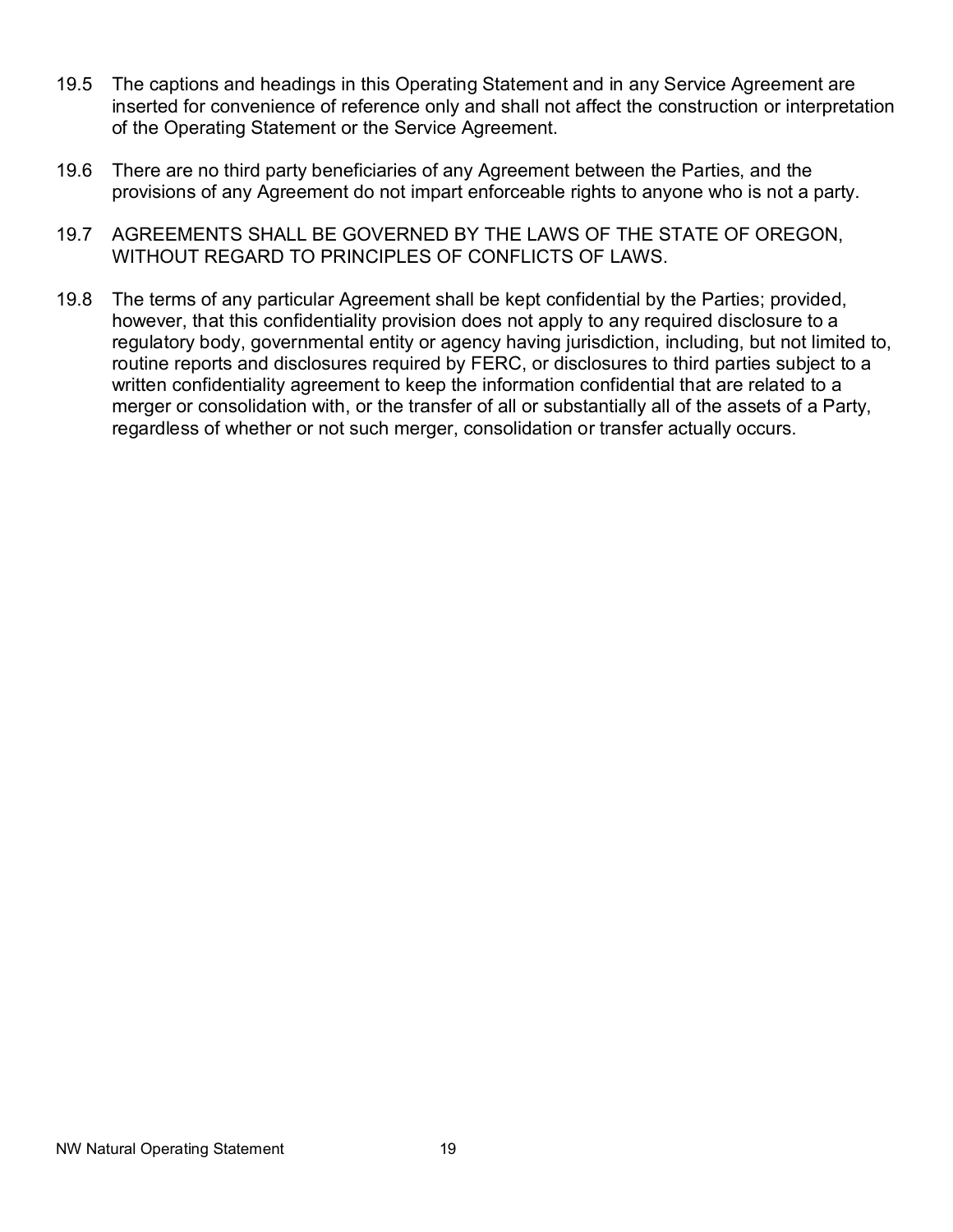19.5 The captions and headings in this Operating Statement and in any Service Agreement are inserted for convenience of reference only and shall not affect the construction or interpretation of the Operating Statement or the Service Agreement.

19.6 There are no third party beneficiaries of any Agreement between the Parties, and the provisions of any Agreement do not impart enforceable rights to anyone who is not a party.

19.7 AGREEMENTS SHALL BE GOVERNED BY THE LAWS OF THE STATE OF OREGON, WITHOUT REGARD TO PRINCIPLES OF CONFLICTS OF LAWS.

19.8 The terms of any particular Agreement shall be kept confidential by the Parties; provided, however, that this confidentiality provision does not apply to any required disclosure to a regulatory body, governmental entity or agency having jurisdiction, including, but not limited to, routine reports and disclosures required by FERC, or disclosures to third parties subject to a written confidentiality agreement to keep the information confidential that are related to a merger or consolidation with, or the transfer of all or substantially all of the assets of a Party, regardless of whether or not such merger, consolidation or transfer actually occurs.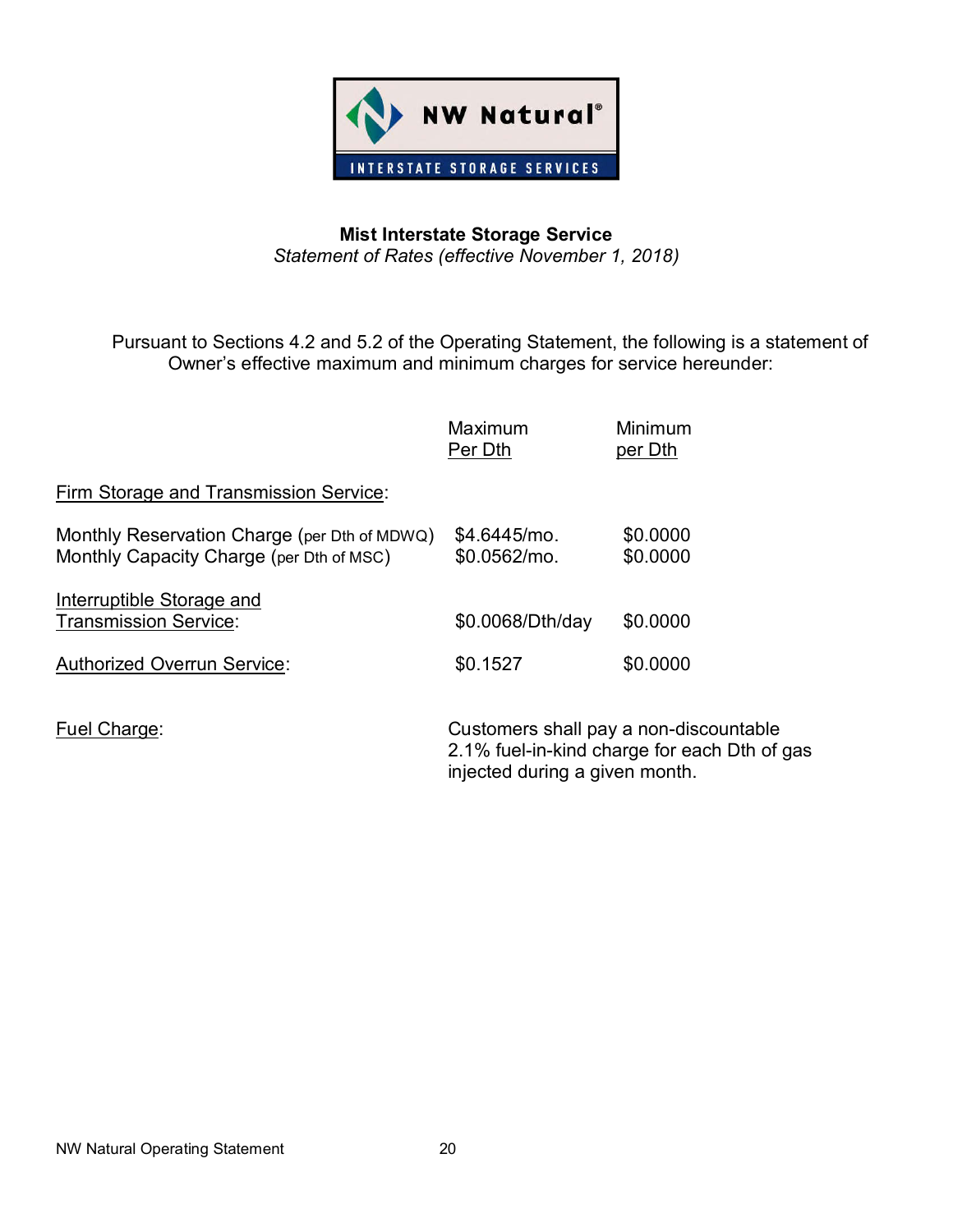NW Natural

INTERSTATE STORAGE SERVICES

## Mist Interstate Storage Service

*Statement of Rates (effective November 1, 2018)*

Pursuant to Sections 4.2 and 5.2 of the Operating Statement, the following is a statement of Owner's effective maximum and minimum charges for service hereunder:

| | Maximum Per Dth | Minimum per Dth |
|---|---|---|
| Firm Storage and Transmission Service: | | |
| Monthly Reservation Charge (per Dth of MDWQ) | $4.6445/mo. | $0.0000 |
| Monthly Capacity Charge (per Dth of MSC) | $0.0562/mo. | $0.0000 |
| Interruptible Storage and Transmission Service: | $0.0068/Dth/day | $0.0000 |
| Authorized Overrun Service: | $0.1527 | $0.0000 |

Fuel Charge: Customers shall pay a non-discountable 2.1% fuel-in-kind charge for each Dth of gas injected during a given month.